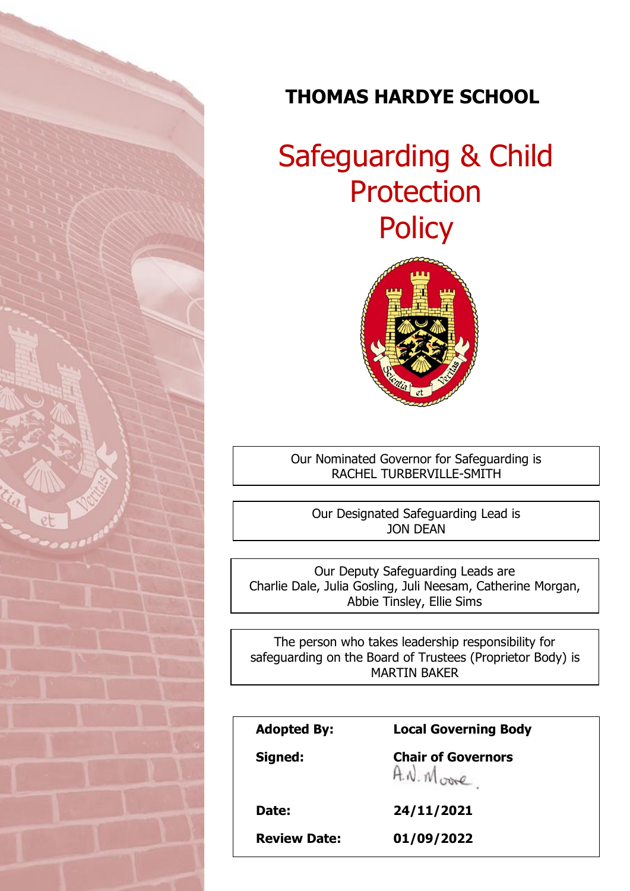# THOMAS HARDYE SCHOOL

# Safeguarding & Child Protection Policy

Our Nominated Governor for Safeguarding is
RACHEL TURBERVILLE-SMITH

Our Designated Safeguarding Lead is
JON DEAN

Our Deputy Safeguarding Leads are
Charlie Dale, Julia Gosling, Juli Neesam, Catherine Morgan, Abbie Tinsley, Ellie Sims

The person who takes leadership responsibility for safeguarding on the Board of Trustees (Proprietor Body) is
MARTIN BAKER

| | |
|---|---|
| **Adopted By:** | **Local Governing Body** |
| **Signed:** | **Chair of Governors** A.N. Moore |
| **Date:** | **24/11/2021** |
| **Review Date:** | **01/09/2022** |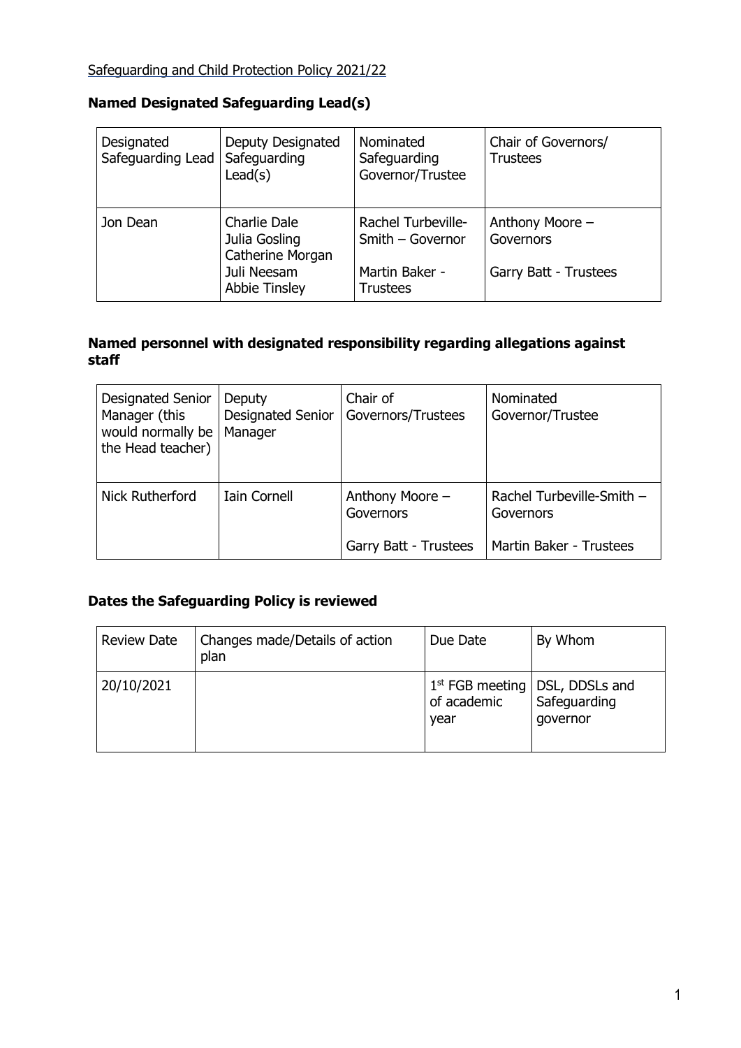Safeguarding and Child Protection Policy 2021/22

## Named Designated Safeguarding Lead(s)

| Designated Safeguarding Lead | Deputy Designated Safeguarding Lead(s) | Nominated Safeguarding Governor/Trustee | Chair of Governors/ Trustees |
|---|---|---|---|
| Jon Dean | Charlie Dale<br>Julia Gosling<br>Catherine Morgan<br>Juli Neesam<br>Abbie Tinsley | Rachel Turbeville-Smith – Governor<br><br>Martin Baker - Trustees | Anthony Moore – Governors<br><br>Garry Batt - Trustees |

## Named personnel with designated responsibility regarding allegations against staff

| Designated Senior Manager (this would normally be the Head teacher) | Deputy Designated Senior Manager | Chair of Governors/Trustees | Nominated Governor/Trustee |
|---|---|---|---|
| Nick Rutherford | Iain Cornell | Anthony Moore – Governors<br><br>Garry Batt - Trustees | Rachel Turbeville-Smith – Governors<br><br>Martin Baker - Trustees |

## Dates the Safeguarding Policy is reviewed

| Review Date | Changes made/Details of action plan | Due Date | By Whom |
|---|---|---|---|
| 20/10/2021 | | 1st FGB meeting of academic year | DSL, DDSLs and Safeguarding governor |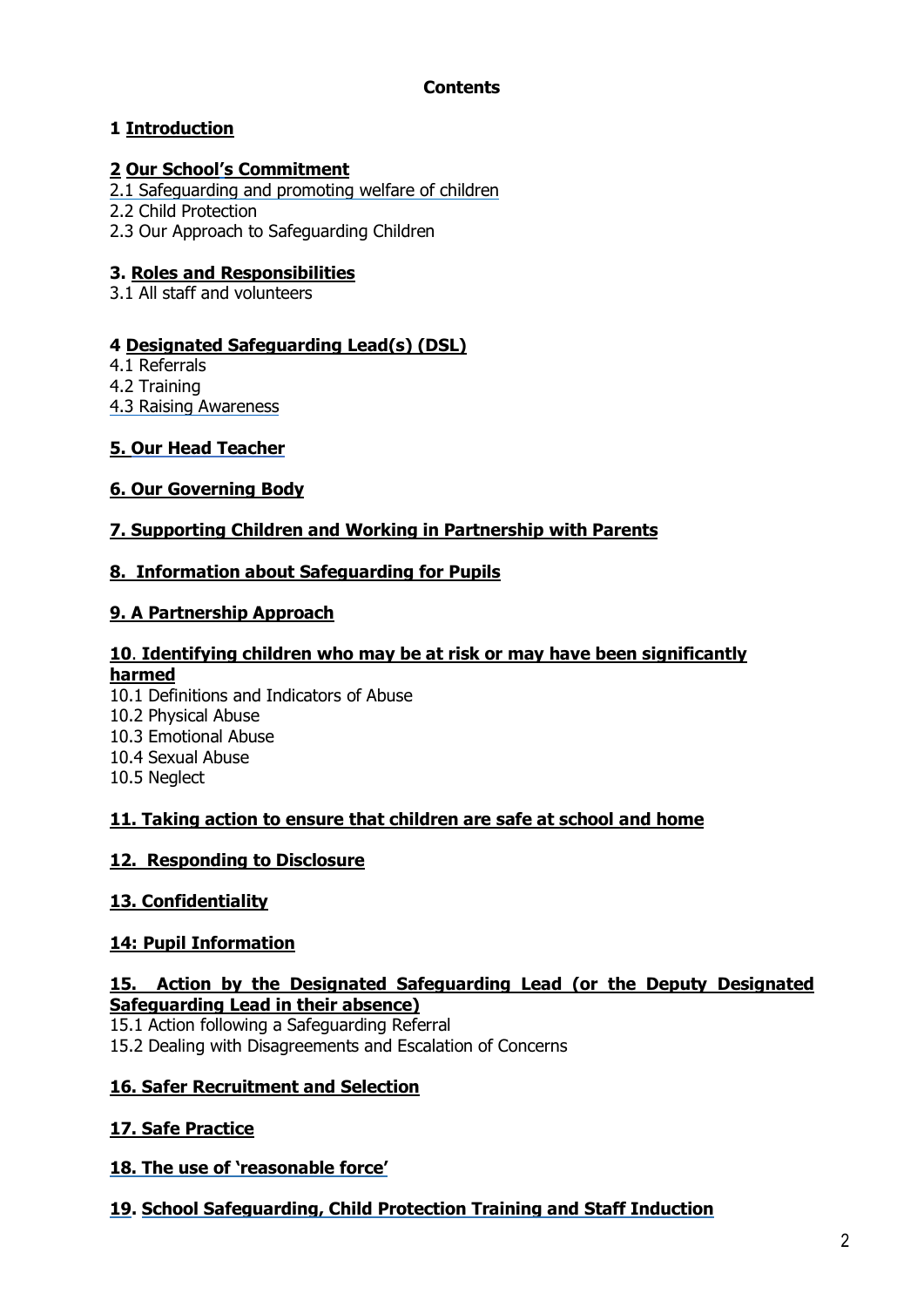**Contents**

**1 Introduction**

**2 Our School's Commitment**
2.1 Safeguarding and promoting welfare of children
2.2 Child Protection
2.3 Our Approach to Safeguarding Children

**3. Roles and Responsibilities**
3.1 All staff and volunteers

**4 Designated Safeguarding Lead(s) (DSL)**
4.1 Referrals
4.2 Training
4.3 Raising Awareness

**5. Our Head Teacher**

**6. Our Governing Body**

**7. Supporting Children and Working in Partnership with Parents**

**8. Information about Safeguarding for Pupils**

**9. A Partnership Approach**

**10. Identifying children who may be at risk or may have been significantly harmed**
10.1 Definitions and Indicators of Abuse
10.2 Physical Abuse
10.3 Emotional Abuse
10.4 Sexual Abuse
10.5 Neglect

**11. Taking action to ensure that children are safe at school and home**

**12. Responding to Disclosure**

**13. Confidentiality**

**14: Pupil Information**

**15. Action by the Designated Safeguarding Lead (or the Deputy Designated Safeguarding Lead in their absence)**
15.1 Action following a Safeguarding Referral
15.2 Dealing with Disagreements and Escalation of Concerns

**16. Safer Recruitment and Selection**

**17. Safe Practice**

**18. The use of 'reasonable force'**

**19. School Safeguarding, Child Protection Training and Staff Induction**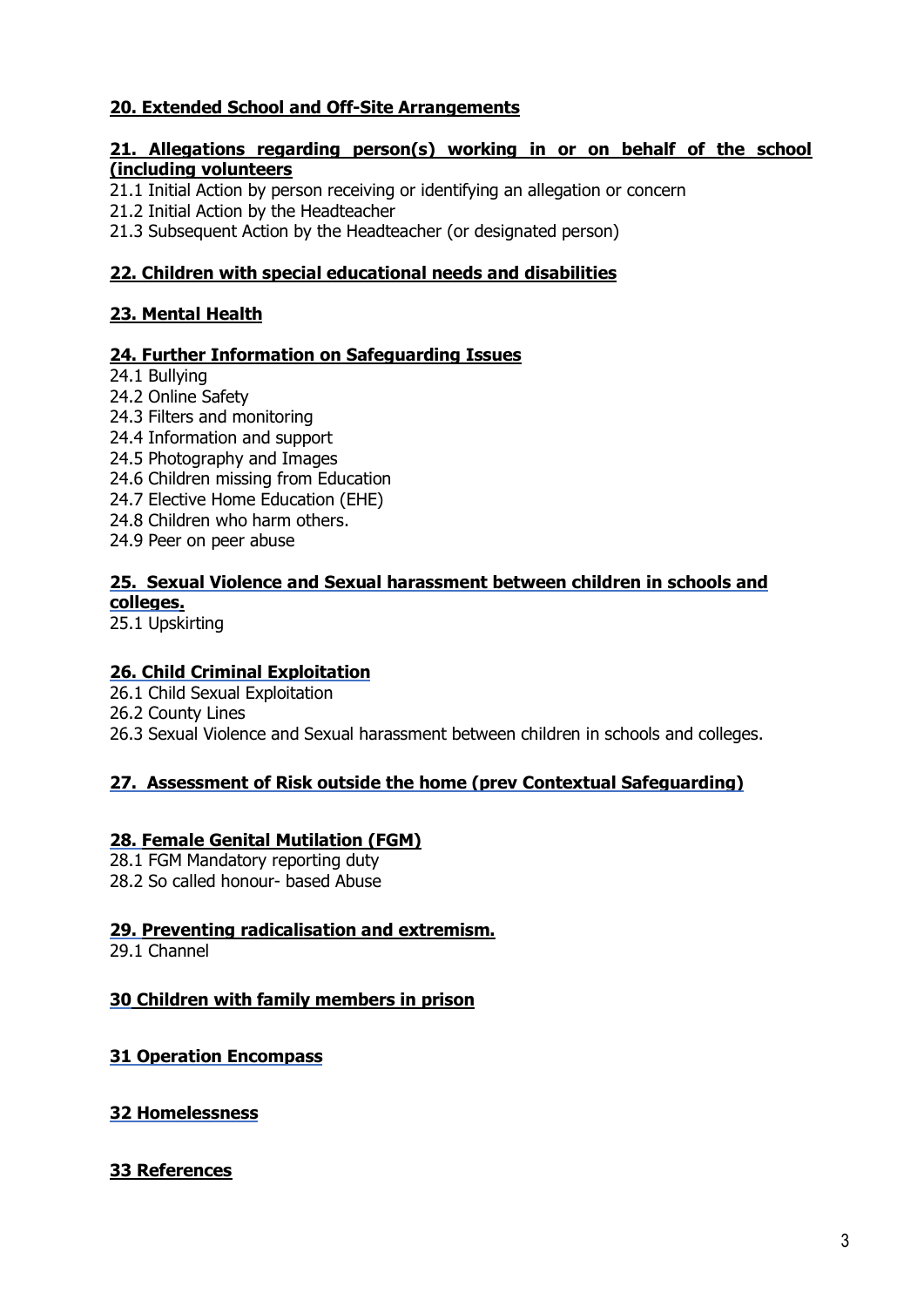**20. Extended School and Off-Site Arrangements**

**21. Allegations regarding person(s) working in or on behalf of the school (including volunteers**

21.1 Initial Action by person receiving or identifying an allegation or concern
21.2 Initial Action by the Headteacher
21.3 Subsequent Action by the Headteacher (or designated person)

**22. Children with special educational needs and disabilities**

**23. Mental Health**

**24. Further Information on Safeguarding Issues**

24.1 Bullying
24.2 Online Safety
24.3 Filters and monitoring
24.4 Information and support
24.5 Photography and Images
24.6 Children missing from Education
24.7 Elective Home Education (EHE)
24.8 Children who harm others.
24.9 Peer on peer abuse

**25. Sexual Violence and Sexual harassment between children in schools and colleges.**

25.1 Upskirting

**26. Child Criminal Exploitation**

26.1 Child Sexual Exploitation
26.2 County Lines
26.3 Sexual Violence and Sexual harassment between children in schools and colleges.

**27. Assessment of Risk outside the home (prev Contextual Safeguarding)**

**28. Female Genital Mutilation (FGM)**

28.1 FGM Mandatory reporting duty
28.2 So called honour- based Abuse

**29. Preventing radicalisation and extremism.**

29.1 Channel

**30 Children with family members in prison**

**31 Operation Encompass**

**32 Homelessness**

**33 References**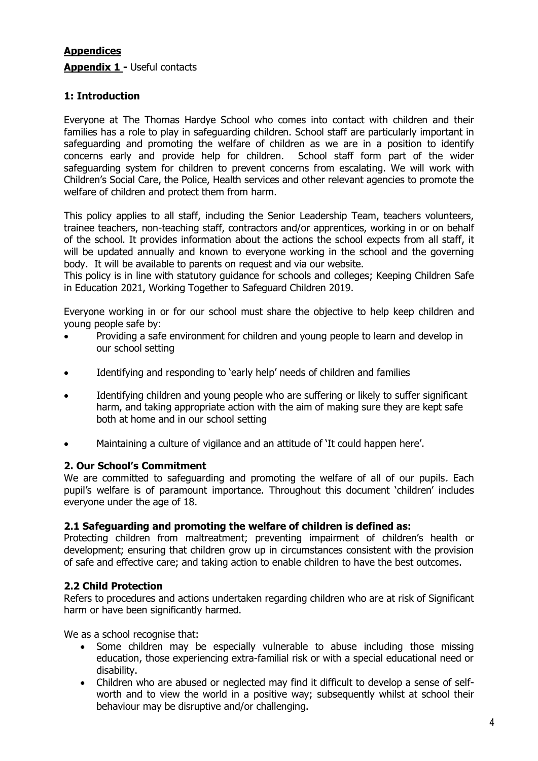## **Appendices**

**Appendix 1 -** Useful contacts

### **1: Introduction**

Everyone at The Thomas Hardye School who comes into contact with children and their families has a role to play in safeguarding children. School staff are particularly important in safeguarding and promoting the welfare of children as we are in a position to identify concerns early and provide help for children. School staff form part of the wider safeguarding system for children to prevent concerns from escalating. We will work with Children's Social Care, the Police, Health services and other relevant agencies to promote the welfare of children and protect them from harm.

This policy applies to all staff, including the Senior Leadership Team, teachers volunteers, trainee teachers, non-teaching staff, contractors and/or apprentices, working in or on behalf of the school. It provides information about the actions the school expects from all staff, it will be updated annually and known to everyone working in the school and the governing body. It will be available to parents on request and via our website.

This policy is in line with statutory guidance for schools and colleges; Keeping Children Safe in Education 2021, Working Together to Safeguard Children 2019.

Everyone working in or for our school must share the objective to help keep children and young people safe by:

- Providing a safe environment for children and young people to learn and develop in our school setting
- Identifying and responding to 'early help' needs of children and families
- Identifying children and young people who are suffering or likely to suffer significant harm, and taking appropriate action with the aim of making sure they are kept safe both at home and in our school setting
- Maintaining a culture of vigilance and an attitude of 'It could happen here'.

### **2. Our School's Commitment**

We are committed to safeguarding and promoting the welfare of all of our pupils. Each pupil's welfare is of paramount importance. Throughout this document 'children' includes everyone under the age of 18.

#### **2.1 Safeguarding and promoting the welfare of children is defined as:**

Protecting children from maltreatment; preventing impairment of children's health or development; ensuring that children grow up in circumstances consistent with the provision of safe and effective care; and taking action to enable children to have the best outcomes.

#### **2.2 Child Protection**

Refers to procedures and actions undertaken regarding children who are at risk of Significant harm or have been significantly harmed.

We as a school recognise that:

- Some children may be especially vulnerable to abuse including those missing education, those experiencing extra-familial risk or with a special educational need or disability.
- Children who are abused or neglected may find it difficult to develop a sense of self-worth and to view the world in a positive way; subsequently whilst at school their behaviour may be disruptive and/or challenging.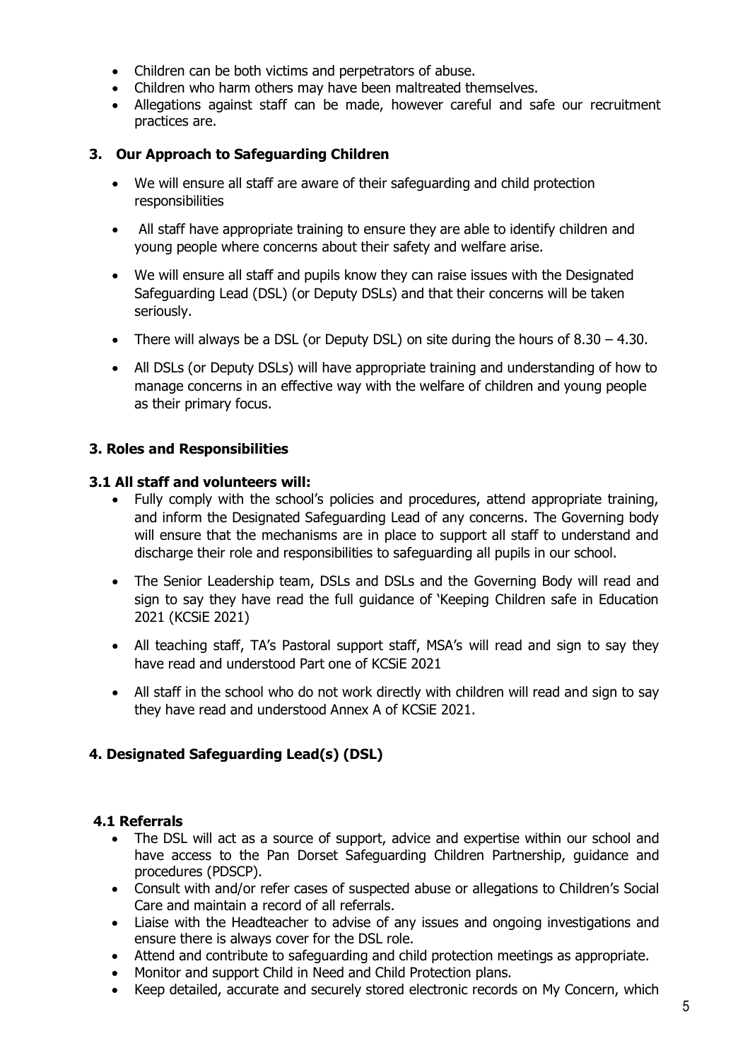- Children can be both victims and perpetrators of abuse.
- Children who harm others may have been maltreated themselves.
- Allegations against staff can be made, however careful and safe our recruitment practices are.

### 3. Our Approach to Safeguarding Children

- We will ensure all staff are aware of their safeguarding and child protection responsibilities
- All staff have appropriate training to ensure they are able to identify children and young people where concerns about their safety and welfare arise.
- We will ensure all staff and pupils know they can raise issues with the Designated Safeguarding Lead (DSL) (or Deputy DSLs) and that their concerns will be taken seriously.
- There will always be a DSL (or Deputy DSL) on site during the hours of 8.30 – 4.30.
- All DSLs (or Deputy DSLs) will have appropriate training and understanding of how to manage concerns in an effective way with the welfare of children and young people as their primary focus.

### 3. Roles and Responsibilities

#### 3.1 All staff and volunteers will:

- Fully comply with the school's policies and procedures, attend appropriate training, and inform the Designated Safeguarding Lead of any concerns. The Governing body will ensure that the mechanisms are in place to support all staff to understand and discharge their role and responsibilities to safeguarding all pupils in our school.
- The Senior Leadership team, DSLs and DSLs and the Governing Body will read and sign to say they have read the full guidance of 'Keeping Children safe in Education 2021 (KCSiE 2021)
- All teaching staff, TA's Pastoral support staff, MSA's will read and sign to say they have read and understood Part one of KCSiE 2021
- All staff in the school who do not work directly with children will read and sign to say they have read and understood Annex A of KCSiE 2021.

### 4. Designated Safeguarding Lead(s) (DSL)

#### 4.1 Referrals

- The DSL will act as a source of support, advice and expertise within our school and have access to the Pan Dorset Safeguarding Children Partnership, guidance and procedures (PDSCP).
- Consult with and/or refer cases of suspected abuse or allegations to Children's Social Care and maintain a record of all referrals.
- Liaise with the Headteacher to advise of any issues and ongoing investigations and ensure there is always cover for the DSL role.
- Attend and contribute to safeguarding and child protection meetings as appropriate.
- Monitor and support Child in Need and Child Protection plans.
- Keep detailed, accurate and securely stored electronic records on My Concern, which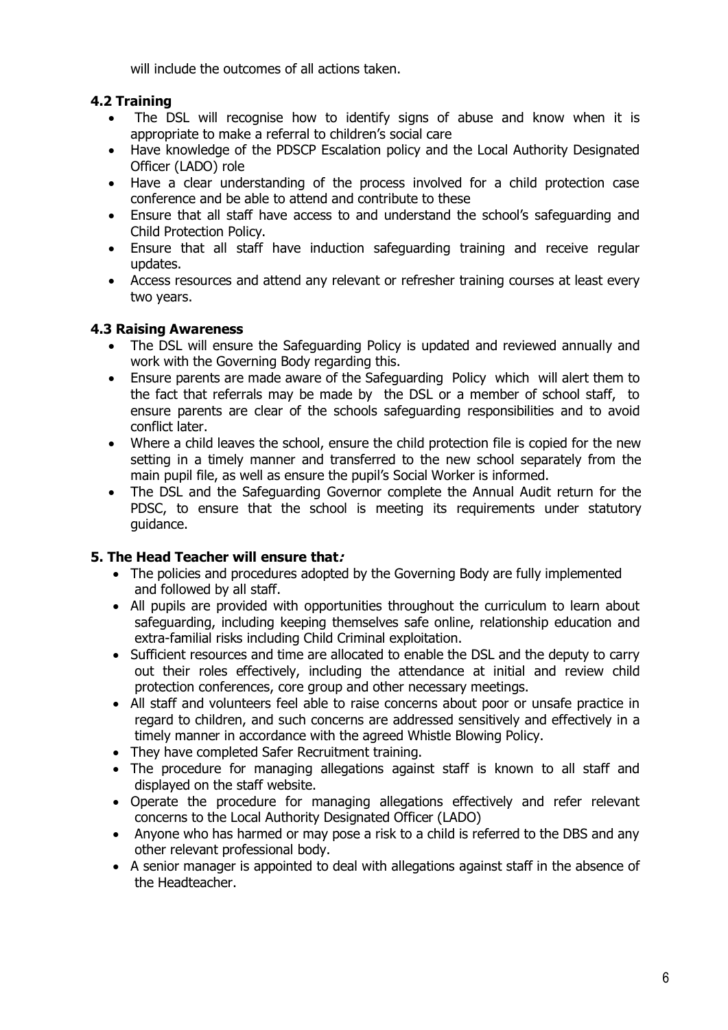will include the outcomes of all actions taken.

### 4.2 Training

- The DSL will recognise how to identify signs of abuse and know when it is appropriate to make a referral to children's social care
- Have knowledge of the PDSCP Escalation policy and the Local Authority Designated Officer (LADO) role
- Have a clear understanding of the process involved for a child protection case conference and be able to attend and contribute to these
- Ensure that all staff have access to and understand the school's safeguarding and Child Protection Policy.
- Ensure that all staff have induction safeguarding training and receive regular updates.
- Access resources and attend any relevant or refresher training courses at least every two years.

### 4.3 Raising Awareness

- The DSL will ensure the Safeguarding Policy is updated and reviewed annually and work with the Governing Body regarding this.
- Ensure parents are made aware of the Safeguarding Policy which will alert them to the fact that referrals may be made by the DSL or a member of school staff, to ensure parents are clear of the schools safeguarding responsibilities and to avoid conflict later.
- Where a child leaves the school, ensure the child protection file is copied for the new setting in a timely manner and transferred to the new school separately from the main pupil file, as well as ensure the pupil's Social Worker is informed.
- The DSL and the Safeguarding Governor complete the Annual Audit return for the PDSC, to ensure that the school is meeting its requirements under statutory guidance.

## 5. The Head Teacher will ensure that:

- The policies and procedures adopted by the Governing Body are fully implemented and followed by all staff.
- All pupils are provided with opportunities throughout the curriculum to learn about safeguarding, including keeping themselves safe online, relationship education and extra-familial risks including Child Criminal exploitation.
- Sufficient resources and time are allocated to enable the DSL and the deputy to carry out their roles effectively, including the attendance at initial and review child protection conferences, core group and other necessary meetings.
- All staff and volunteers feel able to raise concerns about poor or unsafe practice in regard to children, and such concerns are addressed sensitively and effectively in a timely manner in accordance with the agreed Whistle Blowing Policy.
- They have completed Safer Recruitment training.
- The procedure for managing allegations against staff is known to all staff and displayed on the staff website.
- Operate the procedure for managing allegations effectively and refer relevant concerns to the Local Authority Designated Officer (LADO)
- Anyone who has harmed or may pose a risk to a child is referred to the DBS and any other relevant professional body.
- A senior manager is appointed to deal with allegations against staff in the absence of the Headteacher.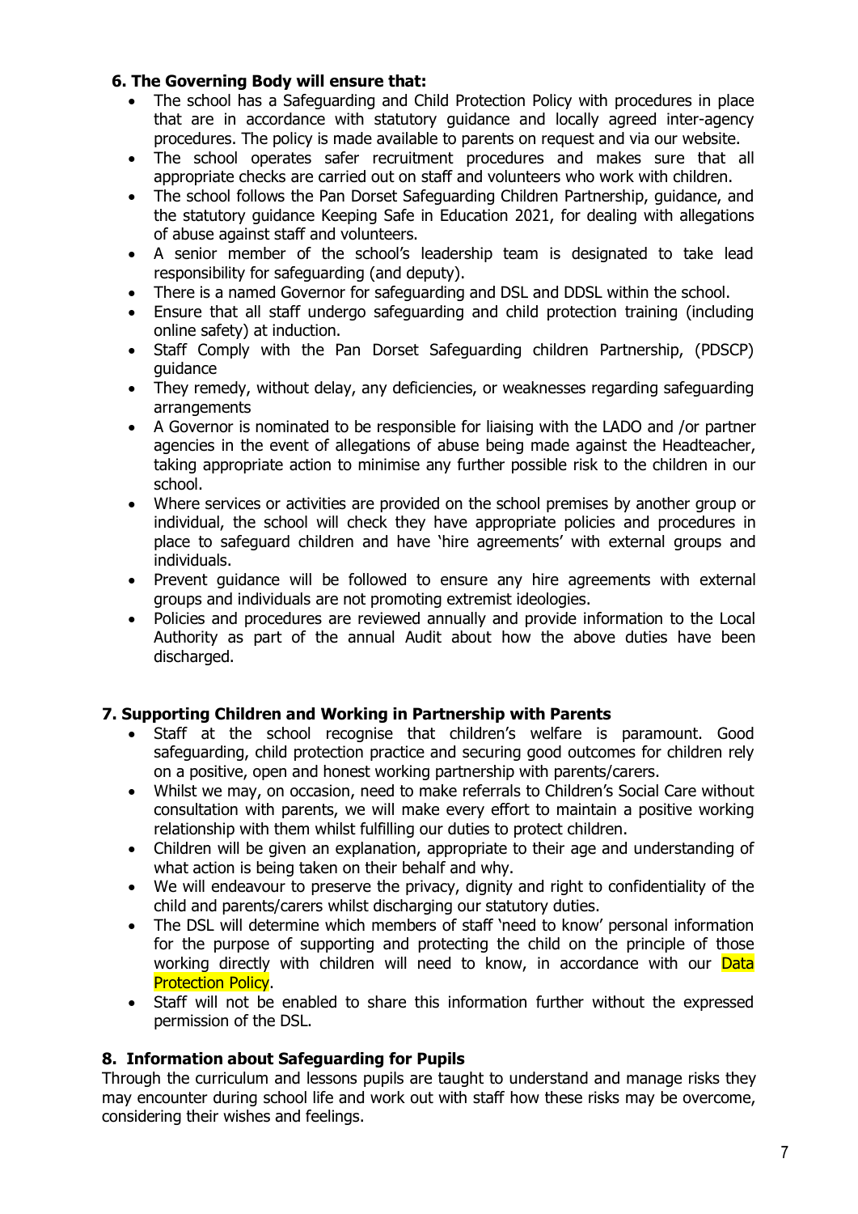### 6. The Governing Body will ensure that:

- The school has a Safeguarding and Child Protection Policy with procedures in place that are in accordance with statutory guidance and locally agreed inter-agency procedures. The policy is made available to parents on request and via our website.
- The school operates safer recruitment procedures and makes sure that all appropriate checks are carried out on staff and volunteers who work with children.
- The school follows the Pan Dorset Safeguarding Children Partnership, guidance, and the statutory guidance Keeping Safe in Education 2021, for dealing with allegations of abuse against staff and volunteers.
- A senior member of the school's leadership team is designated to take lead responsibility for safeguarding (and deputy).
- There is a named Governor for safeguarding and DSL and DDSL within the school.
- Ensure that all staff undergo safeguarding and child protection training (including online safety) at induction.
- Staff Comply with the Pan Dorset Safeguarding children Partnership, (PDSCP) guidance
- They remedy, without delay, any deficiencies, or weaknesses regarding safeguarding arrangements
- A Governor is nominated to be responsible for liaising with the LADO and /or partner agencies in the event of allegations of abuse being made against the Headteacher, taking appropriate action to minimise any further possible risk to the children in our school.
- Where services or activities are provided on the school premises by another group or individual, the school will check they have appropriate policies and procedures in place to safeguard children and have 'hire agreements' with external groups and individuals.
- Prevent guidance will be followed to ensure any hire agreements with external groups and individuals are not promoting extremist ideologies.
- Policies and procedures are reviewed annually and provide information to the Local Authority as part of the annual Audit about how the above duties have been discharged.

### 7. Supporting Children and Working in Partnership with Parents

- Staff at the school recognise that children's welfare is paramount. Good safeguarding, child protection practice and securing good outcomes for children rely on a positive, open and honest working partnership with parents/carers.
- Whilst we may, on occasion, need to make referrals to Children's Social Care without consultation with parents, we will make every effort to maintain a positive working relationship with them whilst fulfilling our duties to protect children.
- Children will be given an explanation, appropriate to their age and understanding of what action is being taken on their behalf and why.
- We will endeavour to preserve the privacy, dignity and right to confidentiality of the child and parents/carers whilst discharging our statutory duties.
- The DSL will determine which members of staff 'need to know' personal information for the purpose of supporting and protecting the child on the principle of those working directly with children will need to know, in accordance with our Data Protection Policy.
- Staff will not be enabled to share this information further without the expressed permission of the DSL.

### 8. Information about Safeguarding for Pupils

Through the curriculum and lessons pupils are taught to understand and manage risks they may encounter during school life and work out with staff how these risks may be overcome, considering their wishes and feelings.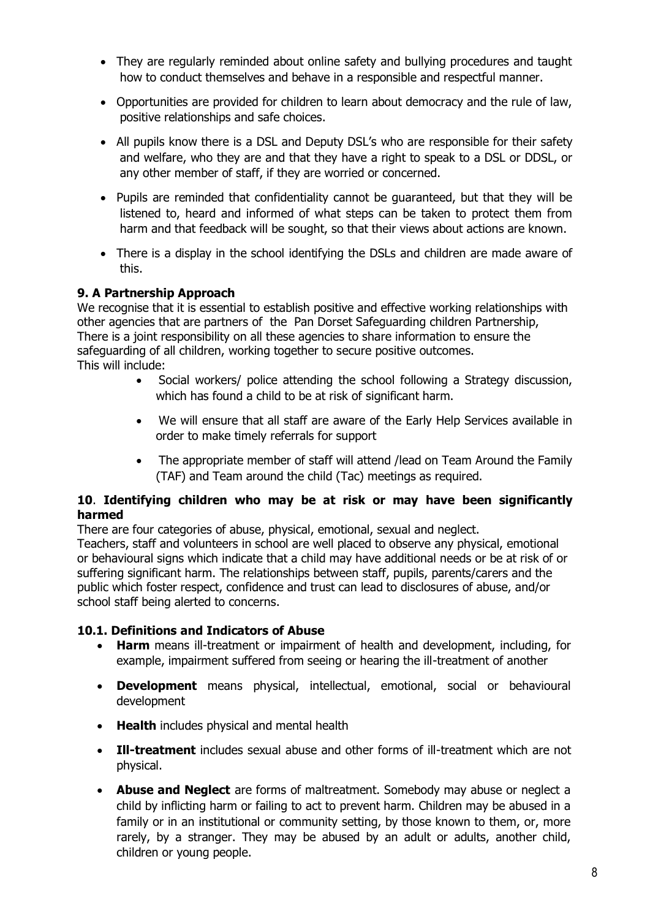- They are regularly reminded about online safety and bullying procedures and taught how to conduct themselves and behave in a responsible and respectful manner.
- Opportunities are provided for children to learn about democracy and the rule of law, positive relationships and safe choices.
- All pupils know there is a DSL and Deputy DSL's who are responsible for their safety and welfare, who they are and that they have a right to speak to a DSL or DDSL, or any other member of staff, if they are worried or concerned.
- Pupils are reminded that confidentiality cannot be guaranteed, but that they will be listened to, heard and informed of what steps can be taken to protect them from harm and that feedback will be sought, so that their views about actions are known.
- There is a display in the school identifying the DSLs and children are made aware of this.

### 9. A Partnership Approach

We recognise that it is essential to establish positive and effective working relationships with other agencies that are partners of the Pan Dorset Safeguarding children Partnership, There is a joint responsibility on all these agencies to share information to ensure the safeguarding of all children, working together to secure positive outcomes.
This will include:

- Social workers/ police attending the school following a Strategy discussion, which has found a child to be at risk of significant harm.
- We will ensure that all staff are aware of the Early Help Services available in order to make timely referrals for support
- The appropriate member of staff will attend /lead on Team Around the Family (TAF) and Team around the child (Tac) meetings as required.

### 10. Identifying children who may be at risk or may have been significantly harmed

There are four categories of abuse, physical, emotional, sexual and neglect.
Teachers, staff and volunteers in school are well placed to observe any physical, emotional or behavioural signs which indicate that a child may have additional needs or be at risk of or suffering significant harm. The relationships between staff, pupils, parents/carers and the public which foster respect, confidence and trust can lead to disclosures of abuse, and/or school staff being alerted to concerns.

#### 10.1. Definitions and Indicators of Abuse

- **Harm** means ill-treatment or impairment of health and development, including, for example, impairment suffered from seeing or hearing the ill-treatment of another
- **Development** means physical, intellectual, emotional, social or behavioural development
- **Health** includes physical and mental health
- **Ill-treatment** includes sexual abuse and other forms of ill-treatment which are not physical.
- **Abuse and Neglect** are forms of maltreatment. Somebody may abuse or neglect a child by inflicting harm or failing to act to prevent harm. Children may be abused in a family or in an institutional or community setting, by those known to them, or, more rarely, by a stranger. They may be abused by an adult or adults, another child, children or young people.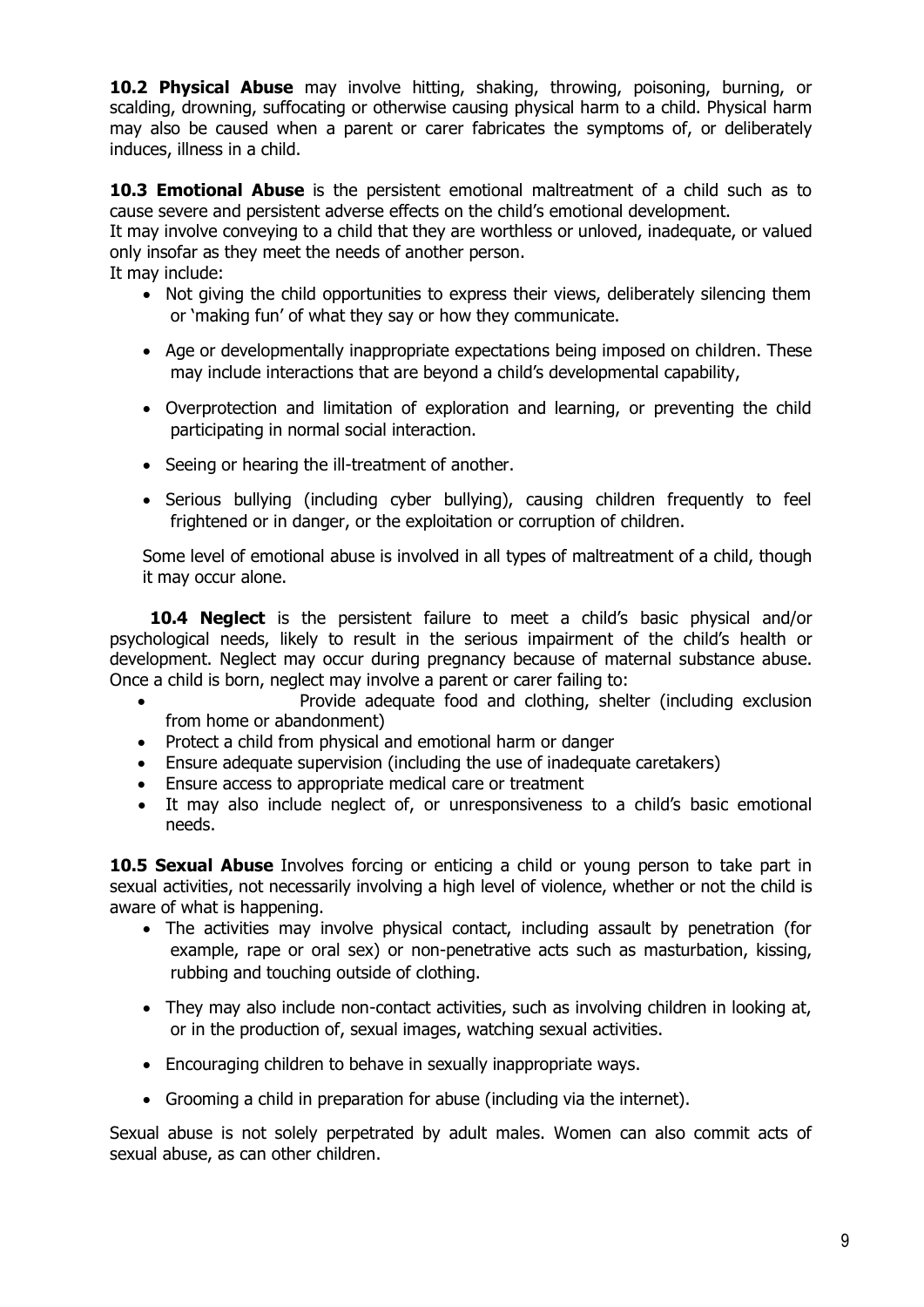**10.2 Physical Abuse** may involve hitting, shaking, throwing, poisoning, burning, or scalding, drowning, suffocating or otherwise causing physical harm to a child. Physical harm may also be caused when a parent or carer fabricates the symptoms of, or deliberately induces, illness in a child.

**10.3 Emotional Abuse** is the persistent emotional maltreatment of a child such as to cause severe and persistent adverse effects on the child's emotional development.
It may involve conveying to a child that they are worthless or unloved, inadequate, or valued only insofar as they meet the needs of another person.
It may include:

- Not giving the child opportunities to express their views, deliberately silencing them or 'making fun' of what they say or how they communicate.
- Age or developmentally inappropriate expectations being imposed on children. These may include interactions that are beyond a child's developmental capability,
- Overprotection and limitation of exploration and learning, or preventing the child participating in normal social interaction.
- Seeing or hearing the ill-treatment of another.
- Serious bullying (including cyber bullying), causing children frequently to feel frightened or in danger, or the exploitation or corruption of children.

Some level of emotional abuse is involved in all types of maltreatment of a child, though it may occur alone.

**10.4 Neglect** is the persistent failure to meet a child's basic physical and/or psychological needs, likely to result in the serious impairment of the child's health or development. Neglect may occur during pregnancy because of maternal substance abuse. Once a child is born, neglect may involve a parent or carer failing to:

- Provide adequate food and clothing, shelter (including exclusion from home or abandonment)
- Protect a child from physical and emotional harm or danger
- Ensure adequate supervision (including the use of inadequate caretakers)
- Ensure access to appropriate medical care or treatment
- It may also include neglect of, or unresponsiveness to a child's basic emotional needs.

**10.5 Sexual Abuse** Involves forcing or enticing a child or young person to take part in sexual activities, not necessarily involving a high level of violence, whether or not the child is aware of what is happening.

- The activities may involve physical contact, including assault by penetration (for example, rape or oral sex) or non-penetrative acts such as masturbation, kissing, rubbing and touching outside of clothing.
- They may also include non-contact activities, such as involving children in looking at, or in the production of, sexual images, watching sexual activities.
- Encouraging children to behave in sexually inappropriate ways.
- Grooming a child in preparation for abuse (including via the internet).

Sexual abuse is not solely perpetrated by adult males. Women can also commit acts of sexual abuse, as can other children.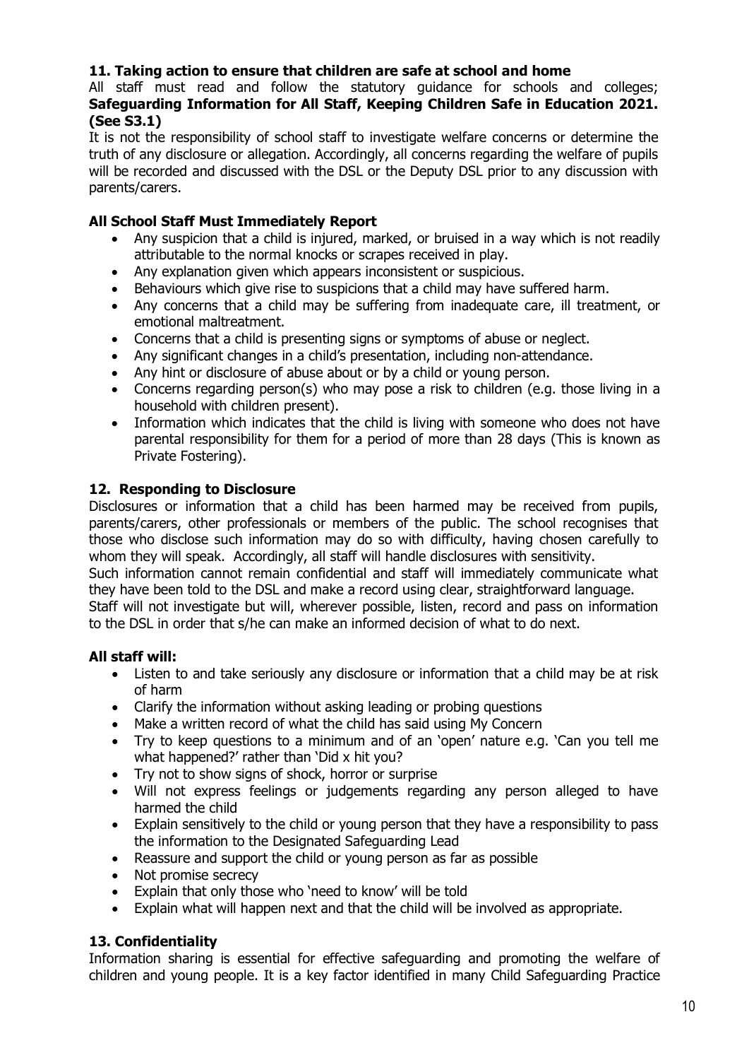### 11. Taking action to ensure that children are safe at school and home

All staff must read and follow the statutory guidance for schools and colleges; **Safeguarding Information for All Staff, Keeping Children Safe in Education 2021. (See S3.1)**

It is not the responsibility of school staff to investigate welfare concerns or determine the truth of any disclosure or allegation. Accordingly, all concerns regarding the welfare of pupils will be recorded and discussed with the DSL or the Deputy DSL prior to any discussion with parents/carers.

#### All School Staff Must Immediately Report

- Any suspicion that a child is injured, marked, or bruised in a way which is not readily attributable to the normal knocks or scrapes received in play.
- Any explanation given which appears inconsistent or suspicious.
- Behaviours which give rise to suspicions that a child may have suffered harm.
- Any concerns that a child may be suffering from inadequate care, ill treatment, or emotional maltreatment.
- Concerns that a child is presenting signs or symptoms of abuse or neglect.
- Any significant changes in a child's presentation, including non-attendance.
- Any hint or disclosure of abuse about or by a child or young person.
- Concerns regarding person(s) who may pose a risk to children (e.g. those living in a household with children present).
- Information which indicates that the child is living with someone who does not have parental responsibility for them for a period of more than 28 days (This is known as Private Fostering).

### 12. Responding to Disclosure

Disclosures or information that a child has been harmed may be received from pupils, parents/carers, other professionals or members of the public. The school recognises that those who disclose such information may do so with difficulty, having chosen carefully to whom they will speak. Accordingly, all staff will handle disclosures with sensitivity.

Such information cannot remain confidential and staff will immediately communicate what they have been told to the DSL and make a record using clear, straightforward language.

Staff will not investigate but will, wherever possible, listen, record and pass on information to the DSL in order that s/he can make an informed decision of what to do next.

#### All staff will:

- Listen to and take seriously any disclosure or information that a child may be at risk of harm
- Clarify the information without asking leading or probing questions
- Make a written record of what the child has said using My Concern
- Try to keep questions to a minimum and of an 'open' nature e.g. 'Can you tell me what happened?' rather than 'Did x hit you?
- Try not to show signs of shock, horror or surprise
- Will not express feelings or judgements regarding any person alleged to have harmed the child
- Explain sensitively to the child or young person that they have a responsibility to pass the information to the Designated Safeguarding Lead
- Reassure and support the child or young person as far as possible
- Not promise secrecy
- Explain that only those who 'need to know' will be told
- Explain what will happen next and that the child will be involved as appropriate.

### 13. Confidentiality

Information sharing is essential for effective safeguarding and promoting the welfare of children and young people. It is a key factor identified in many Child Safeguarding Practice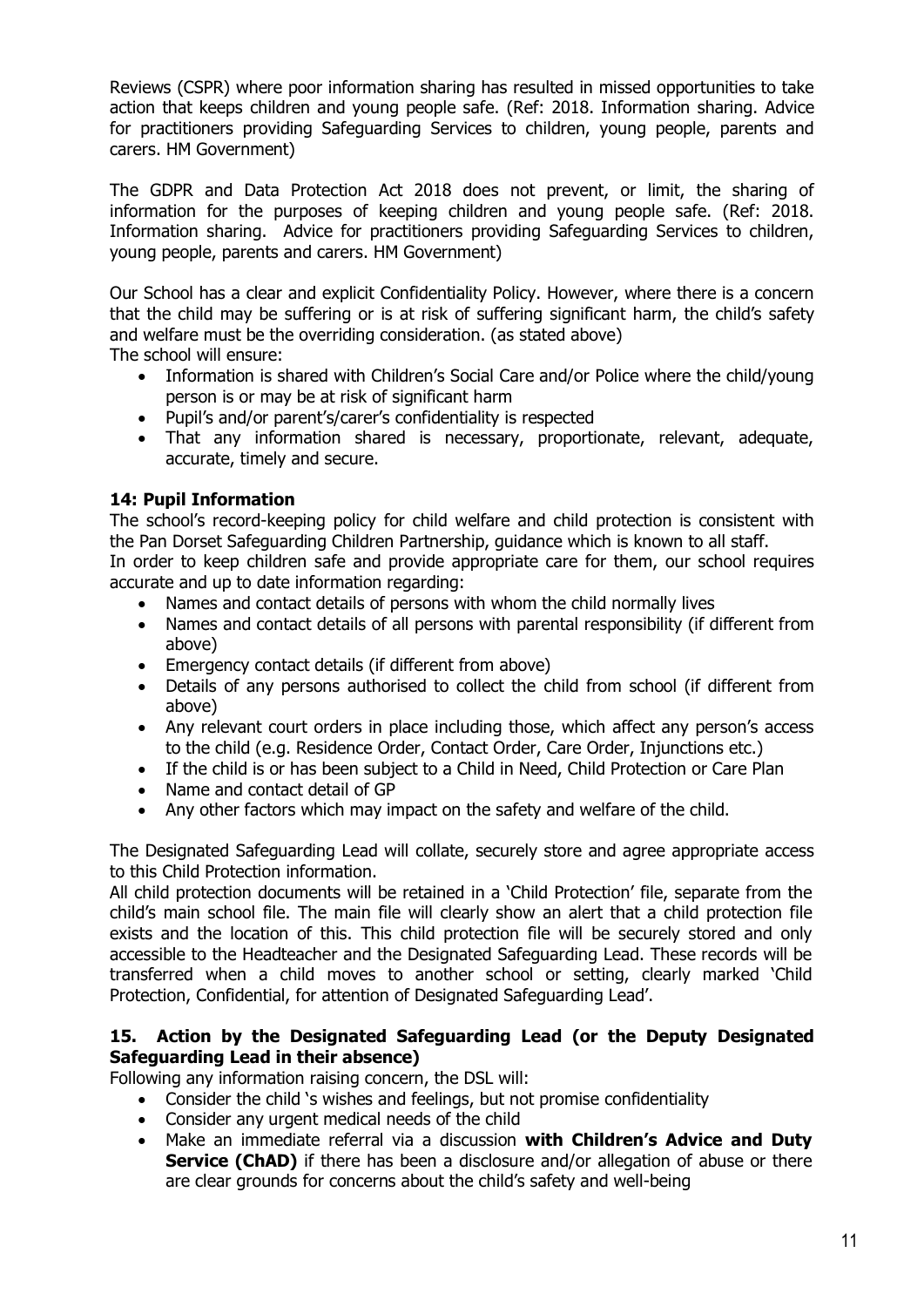Reviews (CSPR) where poor information sharing has resulted in missed opportunities to take action that keeps children and young people safe. (Ref: 2018. Information sharing. Advice for practitioners providing Safeguarding Services to children, young people, parents and carers. HM Government)

The GDPR and Data Protection Act 2018 does not prevent, or limit, the sharing of information for the purposes of keeping children and young people safe. (Ref: 2018. Information sharing. Advice for practitioners providing Safeguarding Services to children, young people, parents and carers. HM Government)

Our School has a clear and explicit Confidentiality Policy. However, where there is a concern that the child may be suffering or is at risk of suffering significant harm, the child's safety and welfare must be the overriding consideration. (as stated above)

The school will ensure:

- Information is shared with Children's Social Care and/or Police where the child/young person is or may be at risk of significant harm
- Pupil's and/or parent's/carer's confidentiality is respected
- That any information shared is necessary, proportionate, relevant, adequate, accurate, timely and secure.

### 14: Pupil Information

The school's record-keeping policy for child welfare and child protection is consistent with the Pan Dorset Safeguarding Children Partnership, guidance which is known to all staff.

In order to keep children safe and provide appropriate care for them, our school requires accurate and up to date information regarding:

- Names and contact details of persons with whom the child normally lives
- Names and contact details of all persons with parental responsibility (if different from above)
- Emergency contact details (if different from above)
- Details of any persons authorised to collect the child from school (if different from above)
- Any relevant court orders in place including those, which affect any person's access to the child (e.g. Residence Order, Contact Order, Care Order, Injunctions etc.)
- If the child is or has been subject to a Child in Need, Child Protection or Care Plan
- Name and contact detail of GP
- Any other factors which may impact on the safety and welfare of the child.

The Designated Safeguarding Lead will collate, securely store and agree appropriate access to this Child Protection information.

All child protection documents will be retained in a 'Child Protection' file, separate from the child's main school file. The main file will clearly show an alert that a child protection file exists and the location of this. This child protection file will be securely stored and only accessible to the Headteacher and the Designated Safeguarding Lead. These records will be transferred when a child moves to another school or setting, clearly marked 'Child Protection, Confidential, for attention of Designated Safeguarding Lead'.

### 15. Action by the Designated Safeguarding Lead (or the Deputy Designated Safeguarding Lead in their absence)

Following any information raising concern, the DSL will:

- Consider the child 's wishes and feelings, but not promise confidentiality
- Consider any urgent medical needs of the child
- Make an immediate referral via a discussion **with Children's Advice and Duty Service (ChAD)** if there has been a disclosure and/or allegation of abuse or there are clear grounds for concerns about the child's safety and well-being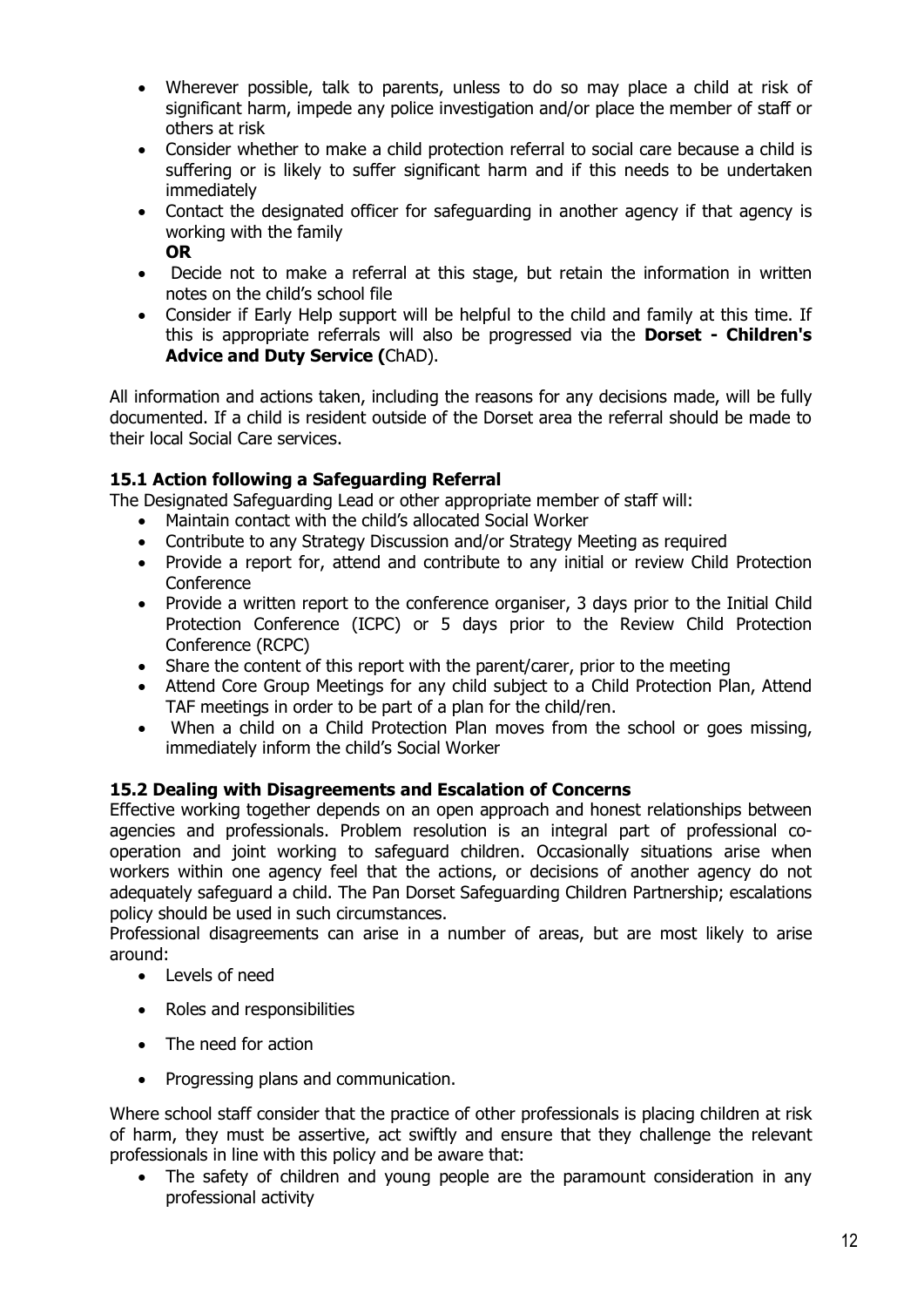- Wherever possible, talk to parents, unless to do so may place a child at risk of significant harm, impede any police investigation and/or place the member of staff or others at risk
- Consider whether to make a child protection referral to social care because a child is suffering or is likely to suffer significant harm and if this needs to be undertaken immediately
- Contact the designated officer for safeguarding in another agency if that agency is working with the family
  **OR**
- Decide not to make a referral at this stage, but retain the information in written notes on the child's school file
- Consider if Early Help support will be helpful to the child and family at this time. If this is appropriate referrals will also be progressed via the **Dorset - Children's Advice and Duty Service (**ChAD).

All information and actions taken, including the reasons for any decisions made, will be fully documented. If a child is resident outside of the Dorset area the referral should be made to their local Social Care services.

### 15.1 Action following a Safeguarding Referral

The Designated Safeguarding Lead or other appropriate member of staff will:

- Maintain contact with the child's allocated Social Worker
- Contribute to any Strategy Discussion and/or Strategy Meeting as required
- Provide a report for, attend and contribute to any initial or review Child Protection Conference
- Provide a written report to the conference organiser, 3 days prior to the Initial Child Protection Conference (ICPC) or 5 days prior to the Review Child Protection Conference (RCPC)
- Share the content of this report with the parent/carer, prior to the meeting
- Attend Core Group Meetings for any child subject to a Child Protection Plan, Attend TAF meetings in order to be part of a plan for the child/ren.
- When a child on a Child Protection Plan moves from the school or goes missing, immediately inform the child's Social Worker

### 15.2 Dealing with Disagreements and Escalation of Concerns

Effective working together depends on an open approach and honest relationships between agencies and professionals. Problem resolution is an integral part of professional co-operation and joint working to safeguard children. Occasionally situations arise when workers within one agency feel that the actions, or decisions of another agency do not adequately safeguard a child. The Pan Dorset Safeguarding Children Partnership; escalations policy should be used in such circumstances.

Professional disagreements can arise in a number of areas, but are most likely to arise around:

- Levels of need
- Roles and responsibilities
- The need for action
- Progressing plans and communication.

Where school staff consider that the practice of other professionals is placing children at risk of harm, they must be assertive, act swiftly and ensure that they challenge the relevant professionals in line with this policy and be aware that:

- The safety of children and young people are the paramount consideration in any professional activity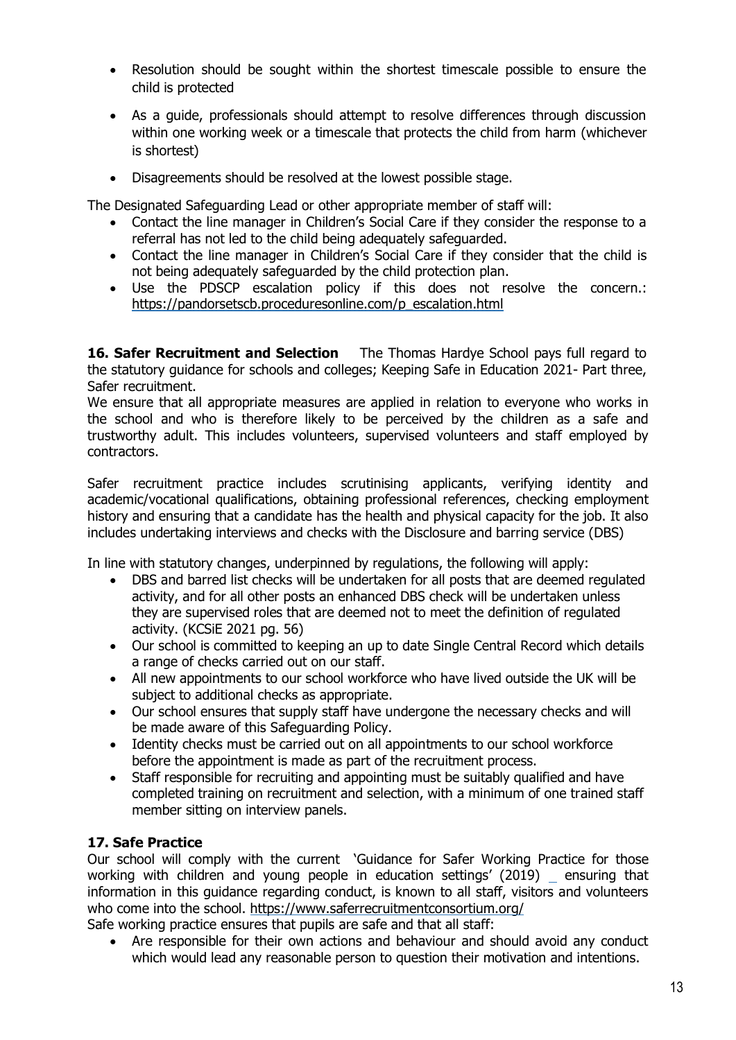- Resolution should be sought within the shortest timescale possible to ensure the child is protected
- As a guide, professionals should attempt to resolve differences through discussion within one working week or a timescale that protects the child from harm (whichever is shortest)
- Disagreements should be resolved at the lowest possible stage.

The Designated Safeguarding Lead or other appropriate member of staff will:

- Contact the line manager in Children's Social Care if they consider the response to a referral has not led to the child being adequately safeguarded.
- Contact the line manager in Children's Social Care if they consider that the child is not being adequately safeguarded by the child protection plan.
- Use the PDSCP escalation policy if this does not resolve the concern.: https://pandorsetscb.proceduresonline.com/p_escalation.html

**16. Safer Recruitment and Selection** The Thomas Hardye School pays full regard to the statutory guidance for schools and colleges; Keeping Safe in Education 2021- Part three, Safer recruitment.

We ensure that all appropriate measures are applied in relation to everyone who works in the school and who is therefore likely to be perceived by the children as a safe and trustworthy adult. This includes volunteers, supervised volunteers and staff employed by contractors.

Safer recruitment practice includes scrutinising applicants, verifying identity and academic/vocational qualifications, obtaining professional references, checking employment history and ensuring that a candidate has the health and physical capacity for the job. It also includes undertaking interviews and checks with the Disclosure and barring service (DBS)

In line with statutory changes, underpinned by regulations, the following will apply:

- DBS and barred list checks will be undertaken for all posts that are deemed regulated activity, and for all other posts an enhanced DBS check will be undertaken unless they are supervised roles that are deemed not to meet the definition of regulated activity. (KCSiE 2021 pg. 56)
- Our school is committed to keeping an up to date Single Central Record which details a range of checks carried out on our staff.
- All new appointments to our school workforce who have lived outside the UK will be subject to additional checks as appropriate.
- Our school ensures that supply staff have undergone the necessary checks and will be made aware of this Safeguarding Policy.
- Identity checks must be carried out on all appointments to our school workforce before the appointment is made as part of the recruitment process.
- Staff responsible for recruiting and appointing must be suitably qualified and have completed training on recruitment and selection, with a minimum of one trained staff member sitting on interview panels.

## 17. Safe Practice

Our school will comply with the current 'Guidance for Safer Working Practice for those working with children and young people in education settings' (2019) _ ensuring that information in this guidance regarding conduct, is known to all staff, visitors and volunteers who come into the school. https://www.saferrecruitmentconsortium.org/

Safe working practice ensures that pupils are safe and that all staff:

- Are responsible for their own actions and behaviour and should avoid any conduct which would lead any reasonable person to question their motivation and intentions.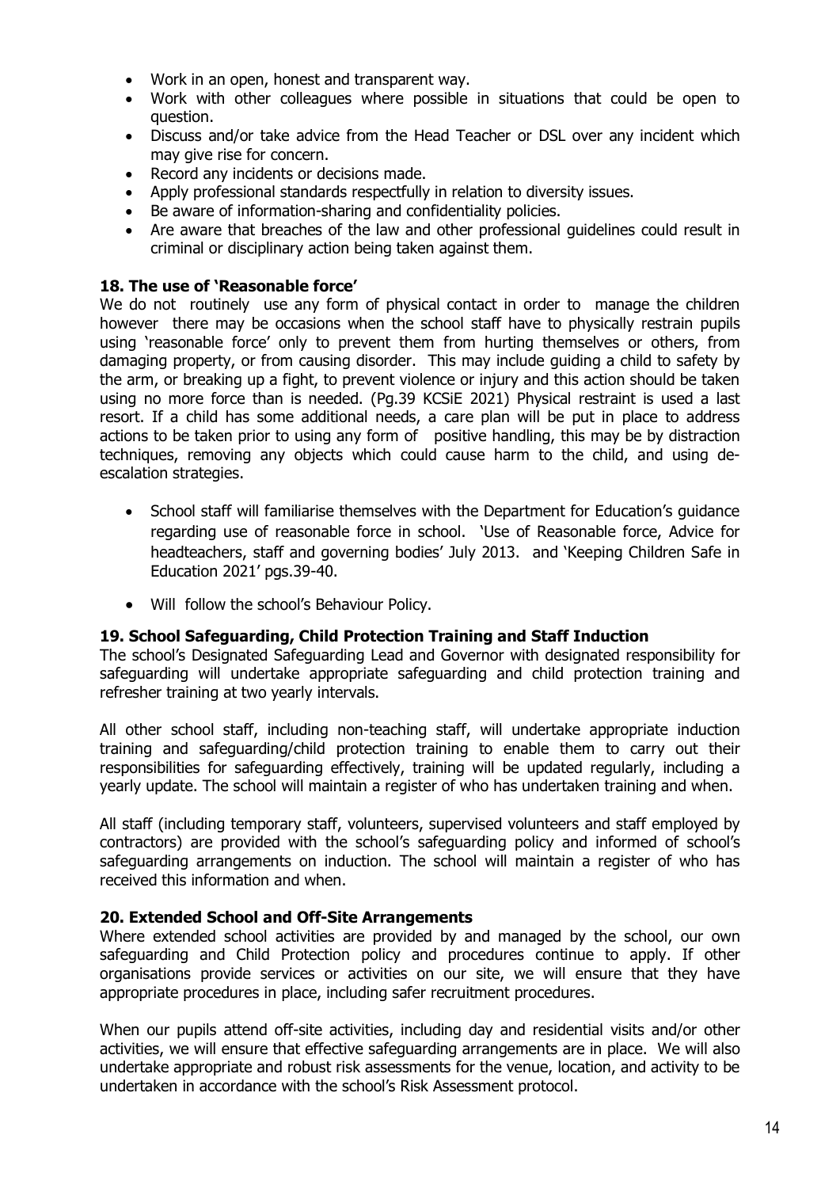- Work in an open, honest and transparent way.
- Work with other colleagues where possible in situations that could be open to question.
- Discuss and/or take advice from the Head Teacher or DSL over any incident which may give rise for concern.
- Record any incidents or decisions made.
- Apply professional standards respectfully in relation to diversity issues.
- Be aware of information-sharing and confidentiality policies.
- Are aware that breaches of the law and other professional guidelines could result in criminal or disciplinary action being taken against them.

### 18. The use of 'Reasonable force'

We do not routinely use any form of physical contact in order to manage the children however there may be occasions when the school staff have to physically restrain pupils using 'reasonable force' only to prevent them from hurting themselves or others, from damaging property, or from causing disorder. This may include guiding a child to safety by the arm, or breaking up a fight, to prevent violence or injury and this action should be taken using no more force than is needed. (Pg.39 KCSiE 2021) Physical restraint is used a last resort. If a child has some additional needs, a care plan will be put in place to address actions to be taken prior to using any form of positive handling, this may be by distraction techniques, removing any objects which could cause harm to the child, and using de-escalation strategies.

- School staff will familiarise themselves with the Department for Education's guidance regarding use of reasonable force in school. 'Use of Reasonable force, Advice for headteachers, staff and governing bodies' July 2013. and 'Keeping Children Safe in Education 2021' pgs.39-40.
- Will follow the school's Behaviour Policy.

### 19. School Safeguarding, Child Protection Training and Staff Induction

The school's Designated Safeguarding Lead and Governor with designated responsibility for safeguarding will undertake appropriate safeguarding and child protection training and refresher training at two yearly intervals.

All other school staff, including non-teaching staff, will undertake appropriate induction training and safeguarding/child protection training to enable them to carry out their responsibilities for safeguarding effectively, training will be updated regularly, including a yearly update. The school will maintain a register of who has undertaken training and when.

All staff (including temporary staff, volunteers, supervised volunteers and staff employed by contractors) are provided with the school's safeguarding policy and informed of school's safeguarding arrangements on induction. The school will maintain a register of who has received this information and when.

### 20. Extended School and Off-Site Arrangements

Where extended school activities are provided by and managed by the school, our own safeguarding and Child Protection policy and procedures continue to apply. If other organisations provide services or activities on our site, we will ensure that they have appropriate procedures in place, including safer recruitment procedures.

When our pupils attend off-site activities, including day and residential visits and/or other activities, we will ensure that effective safeguarding arrangements are in place. We will also undertake appropriate and robust risk assessments for the venue, location, and activity to be undertaken in accordance with the school's Risk Assessment protocol.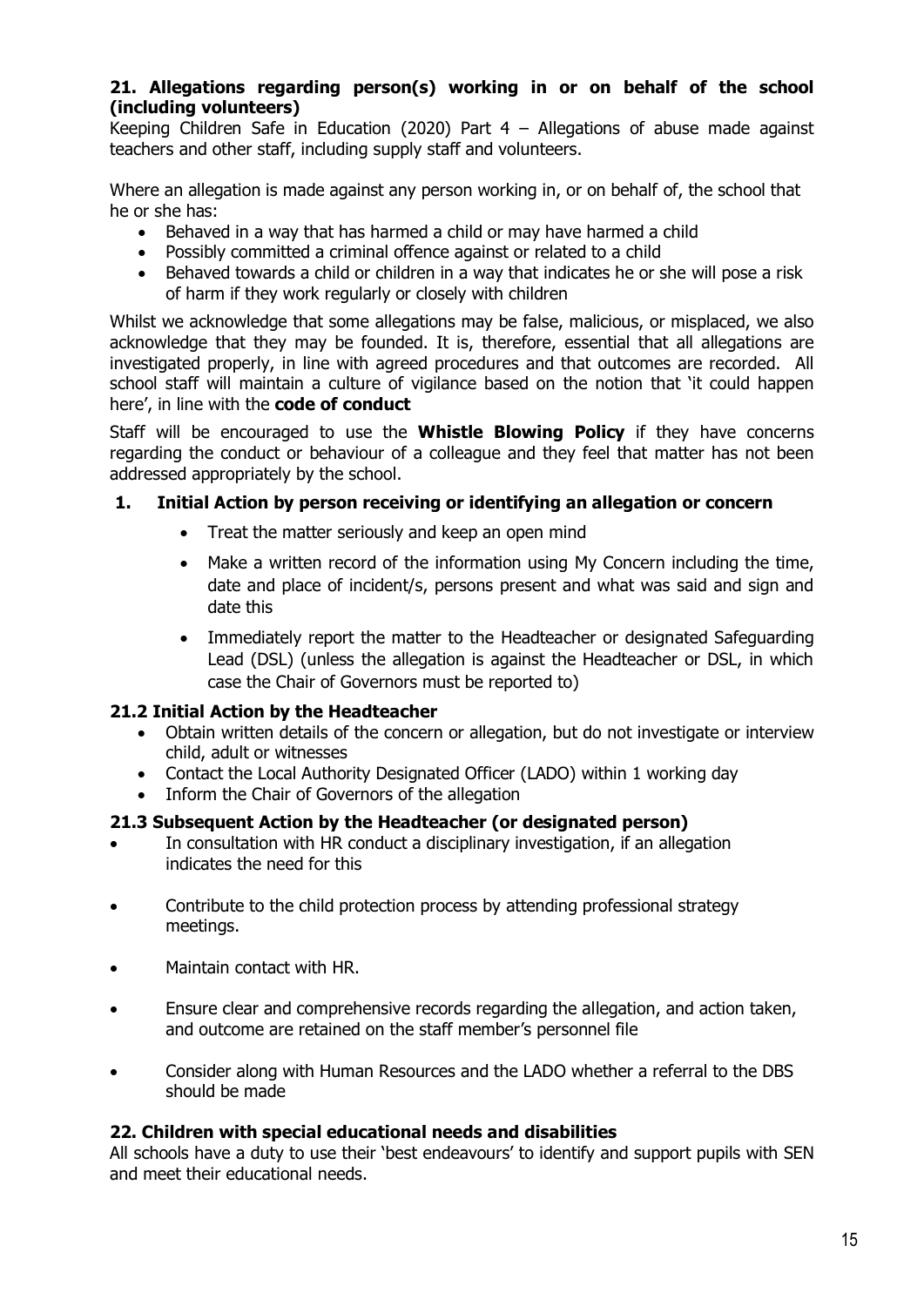### 21. Allegations regarding person(s) working in or on behalf of the school (including volunteers)

Keeping Children Safe in Education (2020) Part 4 – Allegations of abuse made against teachers and other staff, including supply staff and volunteers.

Where an allegation is made against any person working in, or on behalf of, the school that he or she has:

- Behaved in a way that has harmed a child or may have harmed a child
- Possibly committed a criminal offence against or related to a child
- Behaved towards a child or children in a way that indicates he or she will pose a risk of harm if they work regularly or closely with children

Whilst we acknowledge that some allegations may be false, malicious, or misplaced, we also acknowledge that they may be founded. It is, therefore, essential that all allegations are investigated properly, in line with agreed procedures and that outcomes are recorded. All school staff will maintain a culture of vigilance based on the notion that 'it could happen here', in line with the **code of conduct**

Staff will be encouraged to use the **Whistle Blowing Policy** if they have concerns regarding the conduct or behaviour of a colleague and they feel that matter has not been addressed appropriately by the school.

#### 1. Initial Action by person receiving or identifying an allegation or concern

- Treat the matter seriously and keep an open mind
- Make a written record of the information using My Concern including the time, date and place of incident/s, persons present and what was said and sign and date this
- Immediately report the matter to the Headteacher or designated Safeguarding Lead (DSL) (unless the allegation is against the Headteacher or DSL, in which case the Chair of Governors must be reported to)

#### 21.2 Initial Action by the Headteacher

- Obtain written details of the concern or allegation, but do not investigate or interview child, adult or witnesses
- Contact the Local Authority Designated Officer (LADO) within 1 working day
- Inform the Chair of Governors of the allegation

#### 21.3 Subsequent Action by the Headteacher (or designated person)

- In consultation with HR conduct a disciplinary investigation, if an allegation indicates the need for this
- Contribute to the child protection process by attending professional strategy meetings.
- Maintain contact with HR.
- Ensure clear and comprehensive records regarding the allegation, and action taken, and outcome are retained on the staff member's personnel file
- Consider along with Human Resources and the LADO whether a referral to the DBS should be made

### 22. Children with special educational needs and disabilities

All schools have a duty to use their 'best endeavours' to identify and support pupils with SEN and meet their educational needs.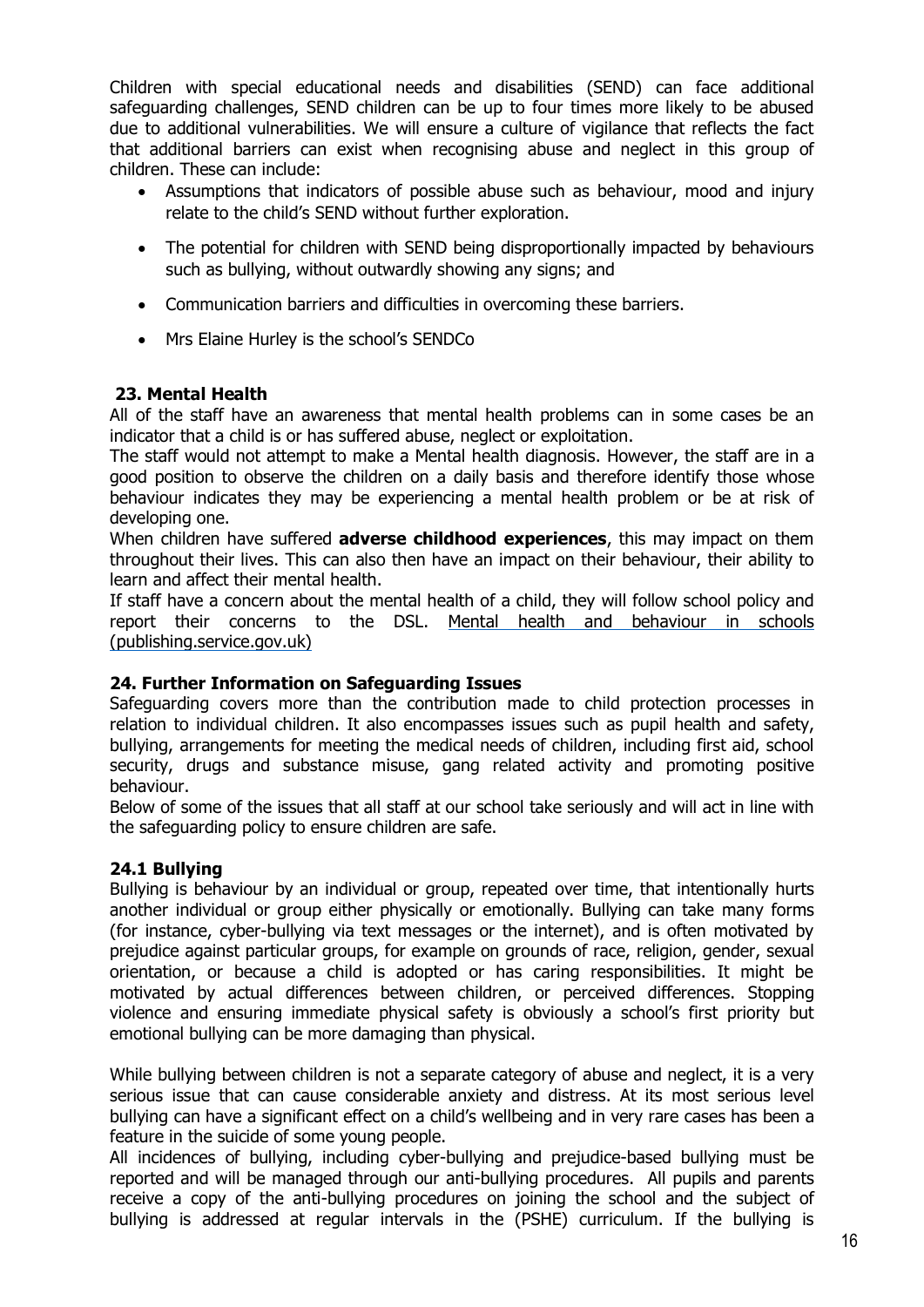Children with special educational needs and disabilities (SEND) can face additional safeguarding challenges, SEND children can be up to four times more likely to be abused due to additional vulnerabilities. We will ensure a culture of vigilance that reflects the fact that additional barriers can exist when recognising abuse and neglect in this group of children. These can include:

- Assumptions that indicators of possible abuse such as behaviour, mood and injury relate to the child's SEND without further exploration.
- The potential for children with SEND being disproportionally impacted by behaviours such as bullying, without outwardly showing any signs; and
- Communication barriers and difficulties in overcoming these barriers.
- Mrs Elaine Hurley is the school's SENDCo

## 23. Mental Health

All of the staff have an awareness that mental health problems can in some cases be an indicator that a child is or has suffered abuse, neglect or exploitation.

The staff would not attempt to make a Mental health diagnosis. However, the staff are in a good position to observe the children on a daily basis and therefore identify those whose behaviour indicates they may be experiencing a mental health problem or be at risk of developing one.

When children have suffered **adverse childhood experiences**, this may impact on them throughout their lives. This can also then have an impact on their behaviour, their ability to learn and affect their mental health.

If staff have a concern about the mental health of a child, they will follow school policy and report their concerns to the DSL. [Mental health and behaviour in schools (publishing.service.gov.uk)]

## 24. Further Information on Safeguarding Issues

Safeguarding covers more than the contribution made to child protection processes in relation to individual children. It also encompasses issues such as pupil health and safety, bullying, arrangements for meeting the medical needs of children, including first aid, school security, drugs and substance misuse, gang related activity and promoting positive behaviour.

Below of some of the issues that all staff at our school take seriously and will act in line with the safeguarding policy to ensure children are safe.

### 24.1 Bullying

Bullying is behaviour by an individual or group, repeated over time, that intentionally hurts another individual or group either physically or emotionally. Bullying can take many forms (for instance, cyber-bullying via text messages or the internet), and is often motivated by prejudice against particular groups, for example on grounds of race, religion, gender, sexual orientation, or because a child is adopted or has caring responsibilities. It might be motivated by actual differences between children, or perceived differences. Stopping violence and ensuring immediate physical safety is obviously a school's first priority but emotional bullying can be more damaging than physical.

While bullying between children is not a separate category of abuse and neglect, it is a very serious issue that can cause considerable anxiety and distress. At its most serious level bullying can have a significant effect on a child's wellbeing and in very rare cases has been a feature in the suicide of some young people.

All incidences of bullying, including cyber-bullying and prejudice-based bullying must be reported and will be managed through our anti-bullying procedures. All pupils and parents receive a copy of the anti-bullying procedures on joining the school and the subject of bullying is addressed at regular intervals in the (PSHE) curriculum. If the bullying is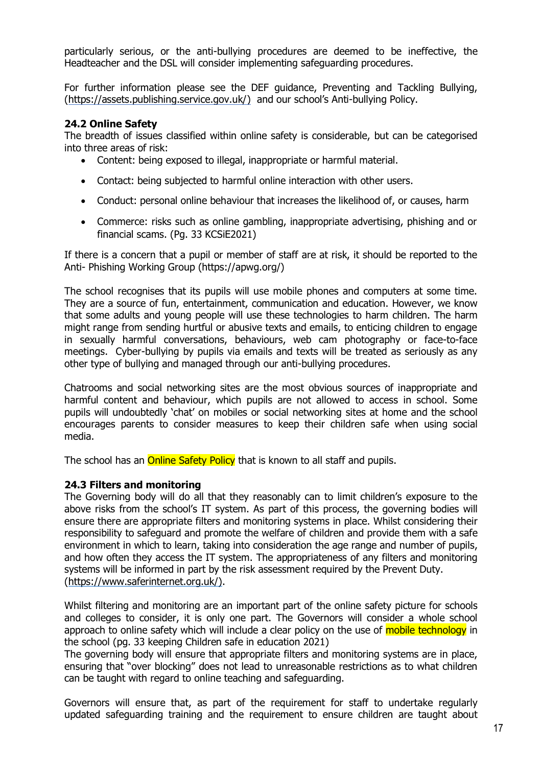particularly serious, or the anti-bullying procedures are deemed to be ineffective, the Headteacher and the DSL will consider implementing safeguarding procedures.

For further information please see the DEF guidance, Preventing and Tackling Bullying, (https://assets.publishing.service.gov.uk/) and our school's Anti-bullying Policy.

### 24.2 Online Safety

The breadth of issues classified within online safety is considerable, but can be categorised into three areas of risk:

- Content: being exposed to illegal, inappropriate or harmful material.
- Contact: being subjected to harmful online interaction with other users.
- Conduct: personal online behaviour that increases the likelihood of, or causes, harm
- Commerce: risks such as online gambling, inappropriate advertising, phishing and or financial scams. (Pg. 33 KCSiE2021)

If there is a concern that a pupil or member of staff are at risk, it should be reported to the Anti- Phishing Working Group (https://apwg.org/)

The school recognises that its pupils will use mobile phones and computers at some time. They are a source of fun, entertainment, communication and education. However, we know that some adults and young people will use these technologies to harm children. The harm might range from sending hurtful or abusive texts and emails, to enticing children to engage in sexually harmful conversations, behaviours, web cam photography or face-to-face meetings. Cyber-bullying by pupils via emails and texts will be treated as seriously as any other type of bullying and managed through our anti-bullying procedures.

Chatrooms and social networking sites are the most obvious sources of inappropriate and harmful content and behaviour, which pupils are not allowed to access in school. Some pupils will undoubtedly 'chat' on mobiles or social networking sites at home and the school encourages parents to consider measures to keep their children safe when using social media.

The school has an Online Safety Policy that is known to all staff and pupils.

### 24.3 Filters and monitoring

The Governing body will do all that they reasonably can to limit children's exposure to the above risks from the school's IT system. As part of this process, the governing bodies will ensure there are appropriate filters and monitoring systems in place. Whilst considering their responsibility to safeguard and promote the welfare of children and provide them with a safe environment in which to learn, taking into consideration the age range and number of pupils, and how often they access the IT system. The appropriateness of any filters and monitoring systems will be informed in part by the risk assessment required by the Prevent Duty. (https://www.saferinternet.org.uk/).

Whilst filtering and monitoring are an important part of the online safety picture for schools and colleges to consider, it is only one part. The Governors will consider a whole school approach to online safety which will include a clear policy on the use of mobile technology in the school (pg. 33 keeping Children safe in education 2021)
The governing body will ensure that appropriate filters and monitoring systems are in place, ensuring that "over blocking" does not lead to unreasonable restrictions as to what children can be taught with regard to online teaching and safeguarding.

Governors will ensure that, as part of the requirement for staff to undertake regularly updated safeguarding training and the requirement to ensure children are taught about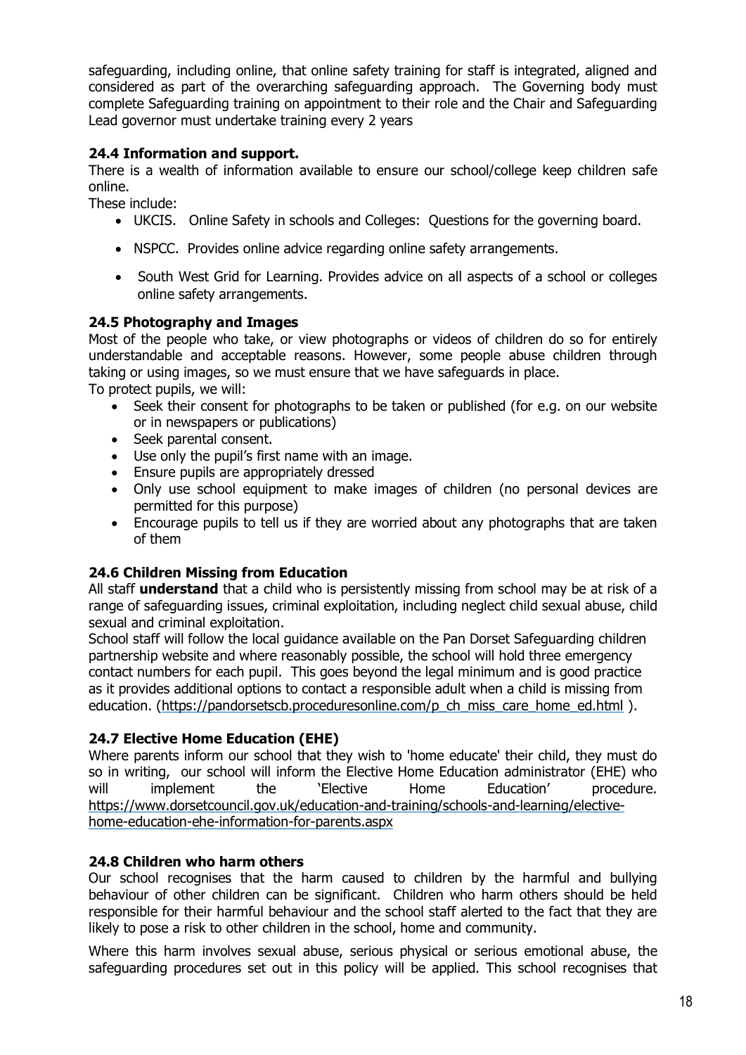safeguarding, including online, that online safety training for staff is integrated, aligned and considered as part of the overarching safeguarding approach. The Governing body must complete Safeguarding training on appointment to their role and the Chair and Safeguarding Lead governor must undertake training every 2 years

### 24.4 Information and support.

There is a wealth of information available to ensure our school/college keep children safe online.

These include:

- UKCIS. Online Safety in schools and Colleges: Questions for the governing board.
- NSPCC. Provides online advice regarding online safety arrangements.
- South West Grid for Learning. Provides advice on all aspects of a school or colleges online safety arrangements.

### 24.5 Photography and Images

Most of the people who take, or view photographs or videos of children do so for entirely understandable and acceptable reasons. However, some people abuse children through taking or using images, so we must ensure that we have safeguards in place.

To protect pupils, we will:

- Seek their consent for photographs to be taken or published (for e.g. on our website or in newspapers or publications)
- Seek parental consent.
- Use only the pupil's first name with an image.
- Ensure pupils are appropriately dressed
- Only use school equipment to make images of children (no personal devices are permitted for this purpose)
- Encourage pupils to tell us if they are worried about any photographs that are taken of them

### 24.6 Children Missing from Education

All staff **understand** that a child who is persistently missing from school may be at risk of a range of safeguarding issues, criminal exploitation, including neglect child sexual abuse, child sexual and criminal exploitation.

School staff will follow the local guidance available on the Pan Dorset Safeguarding children partnership website and where reasonably possible, the school will hold three emergency contact numbers for each pupil. This goes beyond the legal minimum and is good practice as it provides additional options to contact a responsible adult when a child is missing from education. (https://pandorsetscb.proceduresonline.com/p_ch_miss_care_home_ed.html ).

### 24.7 Elective Home Education (EHE)

Where parents inform our school that they wish to 'home educate' their child, they must do so in writing, our school will inform the Elective Home Education administrator (EHE) who will implement the 'Elective Home Education' procedure. https://www.dorsetcouncil.gov.uk/education-and-training/schools-and-learning/elective-home-education-ehe-information-for-parents.aspx

### 24.8 Children who harm others

Our school recognises that the harm caused to children by the harmful and bullying behaviour of other children can be significant. Children who harm others should be held responsible for their harmful behaviour and the school staff alerted to the fact that they are likely to pose a risk to other children in the school, home and community.

Where this harm involves sexual abuse, serious physical or serious emotional abuse, the safeguarding procedures set out in this policy will be applied. This school recognises that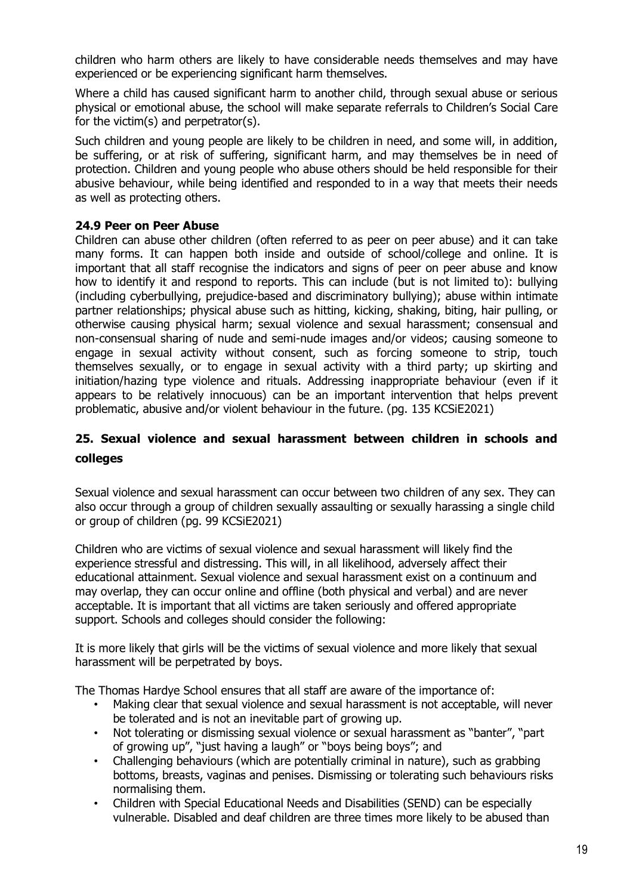children who harm others are likely to have considerable needs themselves and may have experienced or be experiencing significant harm themselves.

Where a child has caused significant harm to another child, through sexual abuse or serious physical or emotional abuse, the school will make separate referrals to Children's Social Care for the victim(s) and perpetrator(s).

Such children and young people are likely to be children in need, and some will, in addition, be suffering, or at risk of suffering, significant harm, and may themselves be in need of protection. Children and young people who abuse others should be held responsible for their abusive behaviour, while being identified and responded to in a way that meets their needs as well as protecting others.

### 24.9 Peer on Peer Abuse

Children can abuse other children (often referred to as peer on peer abuse) and it can take many forms. It can happen both inside and outside of school/college and online. It is important that all staff recognise the indicators and signs of peer on peer abuse and know how to identify it and respond to reports. This can include (but is not limited to): bullying (including cyberbullying, prejudice-based and discriminatory bullying); abuse within intimate partner relationships; physical abuse such as hitting, kicking, shaking, biting, hair pulling, or otherwise causing physical harm; sexual violence and sexual harassment; consensual and non-consensual sharing of nude and semi-nude images and/or videos; causing someone to engage in sexual activity without consent, such as forcing someone to strip, touch themselves sexually, or to engage in sexual activity with a third party; up skirting and initiation/hazing type violence and rituals. Addressing inappropriate behaviour (even if it appears to be relatively innocuous) can be an important intervention that helps prevent problematic, abusive and/or violent behaviour in the future. (pg. 135 KCSiE2021)

## 25. Sexual violence and sexual harassment between children in schools and colleges

Sexual violence and sexual harassment can occur between two children of any sex. They can also occur through a group of children sexually assaulting or sexually harassing a single child or group of children (pg. 99 KCSiE2021)

Children who are victims of sexual violence and sexual harassment will likely find the experience stressful and distressing. This will, in all likelihood, adversely affect their educational attainment. Sexual violence and sexual harassment exist on a continuum and may overlap, they can occur online and offline (both physical and verbal) and are never acceptable. It is important that all victims are taken seriously and offered appropriate support. Schools and colleges should consider the following:

It is more likely that girls will be the victims of sexual violence and more likely that sexual harassment will be perpetrated by boys.

The Thomas Hardye School ensures that all staff are aware of the importance of:

- Making clear that sexual violence and sexual harassment is not acceptable, will never be tolerated and is not an inevitable part of growing up.
- Not tolerating or dismissing sexual violence or sexual harassment as "banter", "part of growing up", "just having a laugh" or "boys being boys"; and
- Challenging behaviours (which are potentially criminal in nature), such as grabbing bottoms, breasts, vaginas and penises. Dismissing or tolerating such behaviours risks normalising them.
- Children with Special Educational Needs and Disabilities (SEND) can be especially vulnerable. Disabled and deaf children are three times more likely to be abused than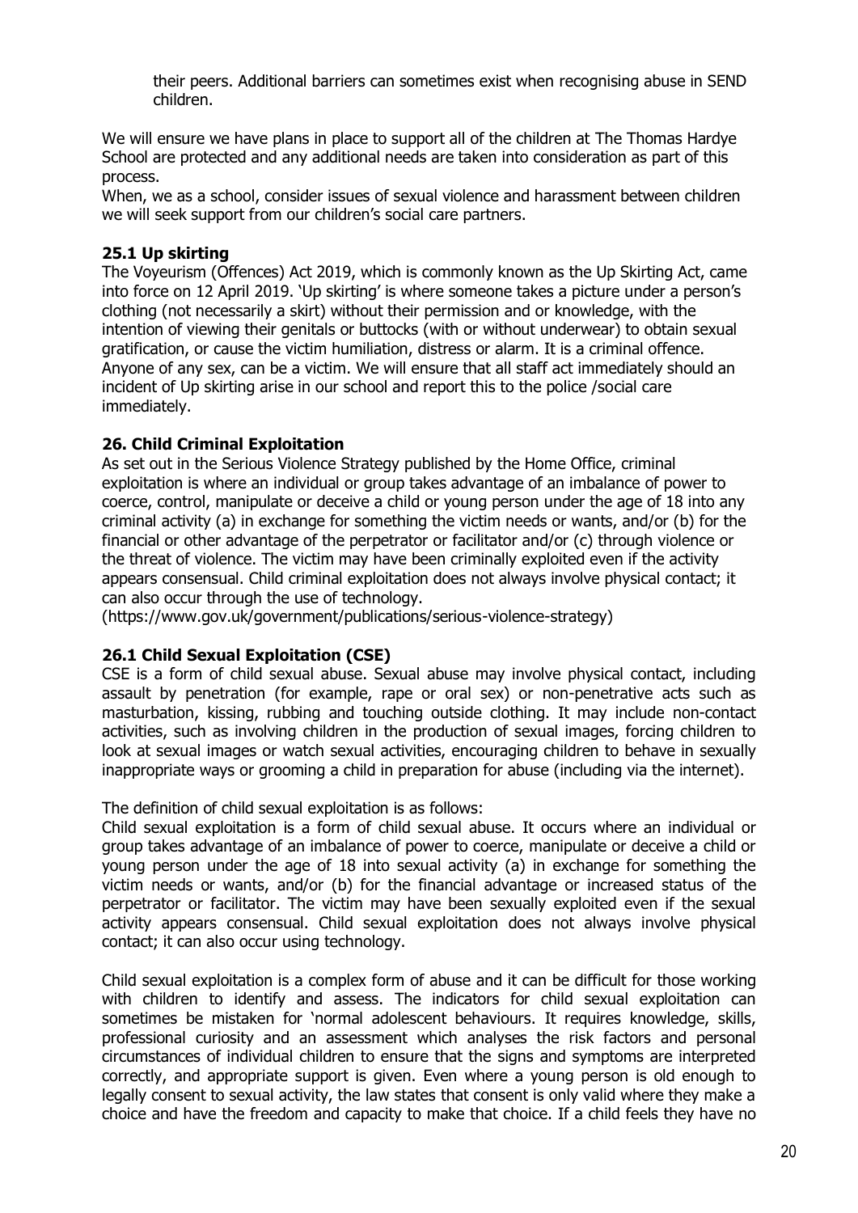their peers. Additional barriers can sometimes exist when recognising abuse in SEND children.

We will ensure we have plans in place to support all of the children at The Thomas Hardye School are protected and any additional needs are taken into consideration as part of this process.

When, we as a school, consider issues of sexual violence and harassment between children we will seek support from our children's social care partners.

### 25.1 Up skirting

The Voyeurism (Offences) Act 2019, which is commonly known as the Up Skirting Act, came into force on 12 April 2019. 'Up skirting' is where someone takes a picture under a person's clothing (not necessarily a skirt) without their permission and or knowledge, with the intention of viewing their genitals or buttocks (with or without underwear) to obtain sexual gratification, or cause the victim humiliation, distress or alarm. It is a criminal offence. Anyone of any sex, can be a victim. We will ensure that all staff act immediately should an incident of Up skirting arise in our school and report this to the police /social care immediately.

## 26. Child Criminal Exploitation

As set out in the Serious Violence Strategy published by the Home Office, criminal exploitation is where an individual or group takes advantage of an imbalance of power to coerce, control, manipulate or deceive a child or young person under the age of 18 into any criminal activity (a) in exchange for something the victim needs or wants, and/or (b) for the financial or other advantage of the perpetrator or facilitator and/or (c) through violence or the threat of violence. The victim may have been criminally exploited even if the activity appears consensual. Child criminal exploitation does not always involve physical contact; it can also occur through the use of technology.
(https://www.gov.uk/government/publications/serious-violence-strategy)

### 26.1 Child Sexual Exploitation (CSE)

CSE is a form of child sexual abuse. Sexual abuse may involve physical contact, including assault by penetration (for example, rape or oral sex) or non-penetrative acts such as masturbation, kissing, rubbing and touching outside clothing. It may include non-contact activities, such as involving children in the production of sexual images, forcing children to look at sexual images or watch sexual activities, encouraging children to behave in sexually inappropriate ways or grooming a child in preparation for abuse (including via the internet).

The definition of child sexual exploitation is as follows:
Child sexual exploitation is a form of child sexual abuse. It occurs where an individual or group takes advantage of an imbalance of power to coerce, manipulate or deceive a child or young person under the age of 18 into sexual activity (a) in exchange for something the victim needs or wants, and/or (b) for the financial advantage or increased status of the perpetrator or facilitator. The victim may have been sexually exploited even if the sexual activity appears consensual. Child sexual exploitation does not always involve physical contact; it can also occur using technology.

Child sexual exploitation is a complex form of abuse and it can be difficult for those working with children to identify and assess. The indicators for child sexual exploitation can sometimes be mistaken for 'normal adolescent behaviours. It requires knowledge, skills, professional curiosity and an assessment which analyses the risk factors and personal circumstances of individual children to ensure that the signs and symptoms are interpreted correctly, and appropriate support is given. Even where a young person is old enough to legally consent to sexual activity, the law states that consent is only valid where they make a choice and have the freedom and capacity to make that choice. If a child feels they have no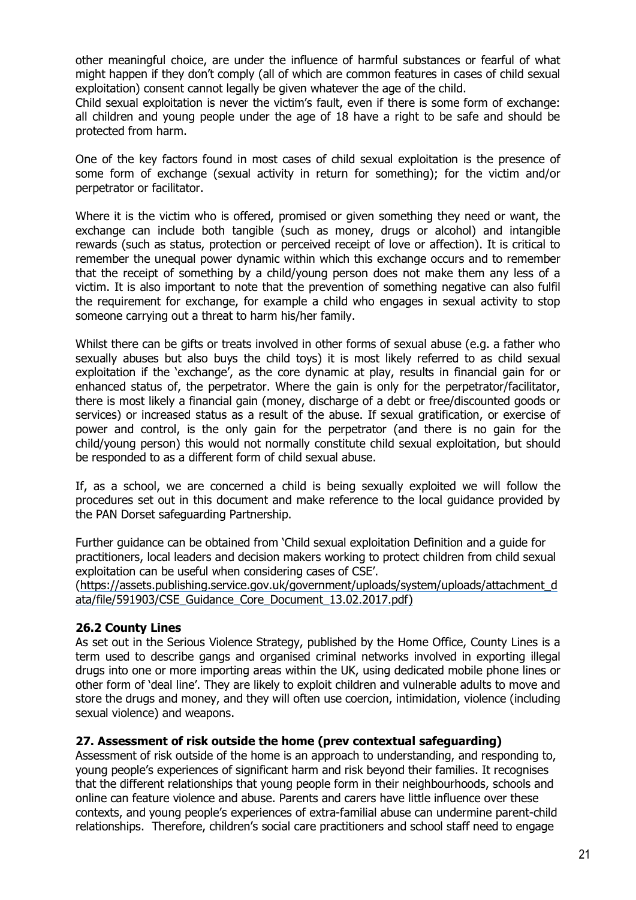other meaningful choice, are under the influence of harmful substances or fearful of what might happen if they don't comply (all of which are common features in cases of child sexual exploitation) consent cannot legally be given whatever the age of the child.
Child sexual exploitation is never the victim's fault, even if there is some form of exchange: all children and young people under the age of 18 have a right to be safe and should be protected from harm.

One of the key factors found in most cases of child sexual exploitation is the presence of some form of exchange (sexual activity in return for something); for the victim and/or perpetrator or facilitator.

Where it is the victim who is offered, promised or given something they need or want, the exchange can include both tangible (such as money, drugs or alcohol) and intangible rewards (such as status, protection or perceived receipt of love or affection). It is critical to remember the unequal power dynamic within which this exchange occurs and to remember that the receipt of something by a child/young person does not make them any less of a victim. It is also important to note that the prevention of something negative can also fulfil the requirement for exchange, for example a child who engages in sexual activity to stop someone carrying out a threat to harm his/her family.

Whilst there can be gifts or treats involved in other forms of sexual abuse (e.g. a father who sexually abuses but also buys the child toys) it is most likely referred to as child sexual exploitation if the 'exchange', as the core dynamic at play, results in financial gain for or enhanced status of, the perpetrator. Where the gain is only for the perpetrator/facilitator, there is most likely a financial gain (money, discharge of a debt or free/discounted goods or services) or increased status as a result of the abuse. If sexual gratification, or exercise of power and control, is the only gain for the perpetrator (and there is no gain for the child/young person) this would not normally constitute child sexual exploitation, but should be responded to as a different form of child sexual abuse.

If, as a school, we are concerned a child is being sexually exploited we will follow the procedures set out in this document and make reference to the local guidance provided by the PAN Dorset safeguarding Partnership.

Further guidance can be obtained from 'Child sexual exploitation Definition and a guide for practitioners, local leaders and decision makers working to protect children from child sexual exploitation can be useful when considering cases of CSE'.
(https://assets.publishing.service.gov.uk/government/uploads/system/uploads/attachment_data/file/591903/CSE_Guidance_Core_Document_13.02.2017.pdf)

### 26.2 County Lines

As set out in the Serious Violence Strategy, published by the Home Office, County Lines is a term used to describe gangs and organised criminal networks involved in exporting illegal drugs into one or more importing areas within the UK, using dedicated mobile phone lines or other form of 'deal line'. They are likely to exploit children and vulnerable adults to move and store the drugs and money, and they will often use coercion, intimidation, violence (including sexual violence) and weapons.

## 27. Assessment of risk outside the home (prev contextual safeguarding)

Assessment of risk outside of the home is an approach to understanding, and responding to, young people's experiences of significant harm and risk beyond their families. It recognises that the different relationships that young people form in their neighbourhoods, schools and online can feature violence and abuse. Parents and carers have little influence over these contexts, and young people's experiences of extra-familial abuse can undermine parent-child relationships. Therefore, children's social care practitioners and school staff need to engage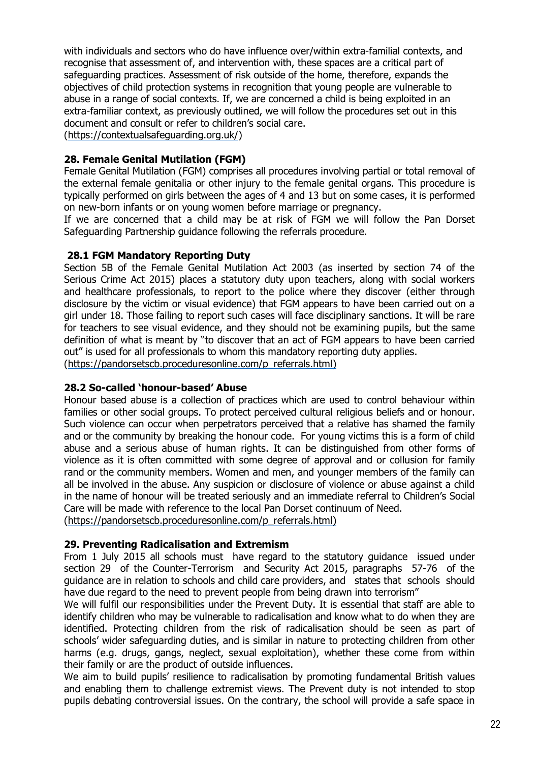with individuals and sectors who do have influence over/within extra-familial contexts, and recognise that assessment of, and intervention with, these spaces are a critical part of safeguarding practices. Assessment of risk outside of the home, therefore, expands the objectives of child protection systems in recognition that young people are vulnerable to abuse in a range of social contexts. If, we are concerned a child is being exploited in an extra-familiar context, as previously outlined, we will follow the procedures set out in this document and consult or refer to children's social care.
(https://contextualsafeguarding.org.uk/)

### 28. Female Genital Mutilation (FGM)

Female Genital Mutilation (FGM) comprises all procedures involving partial or total removal of the external female genitalia or other injury to the female genital organs. This procedure is typically performed on girls between the ages of 4 and 13 but on some cases, it is performed on new-born infants or on young women before marriage or pregnancy.

If we are concerned that a child may be at risk of FGM we will follow the Pan Dorset Safeguarding Partnership guidance following the referrals procedure.

### 28.1 FGM Mandatory Reporting Duty

Section 5B of the Female Genital Mutilation Act 2003 (as inserted by section 74 of the Serious Crime Act 2015) places a statutory duty upon teachers, along with social workers and healthcare professionals, to report to the police where they discover (either through disclosure by the victim or visual evidence) that FGM appears to have been carried out on a girl under 18. Those failing to report such cases will face disciplinary sanctions. It will be rare for teachers to see visual evidence, and they should not be examining pupils, but the same definition of what is meant by "to discover that an act of FGM appears to have been carried out" is used for all professionals to whom this mandatory reporting duty applies.
(https://pandorsetscb.proceduresonline.com/p_referrals.html)

### 28.2 So-called 'honour-based' Abuse

Honour based abuse is a collection of practices which are used to control behaviour within families or other social groups. To protect perceived cultural religious beliefs and or honour. Such violence can occur when perpetrators perceived that a relative has shamed the family and or the community by breaking the honour code. For young victims this is a form of child abuse and a serious abuse of human rights. It can be distinguished from other forms of violence as it is often committed with some degree of approval and or collusion for family rand or the community members. Women and men, and younger members of the family can all be involved in the abuse. Any suspicion or disclosure of violence or abuse against a child in the name of honour will be treated seriously and an immediate referral to Children's Social Care will be made with reference to the local Pan Dorset continuum of Need.
(https://pandorsetscb.proceduresonline.com/p_referrals.html)

### 29. Preventing Radicalisation and Extremism

From 1 July 2015 all schools must have regard to the statutory guidance issued under section 29 of the Counter-Terrorism and Security Act 2015, paragraphs 57-76 of the guidance are in relation to schools and child care providers, and states that schools should have due regard to the need to prevent people from being drawn into terrorism"

We will fulfil our responsibilities under the Prevent Duty. It is essential that staff are able to identify children who may be vulnerable to radicalisation and know what to do when they are identified. Protecting children from the risk of radicalisation should be seen as part of schools' wider safeguarding duties, and is similar in nature to protecting children from other harms (e.g. drugs, gangs, neglect, sexual exploitation), whether these come from within their family or are the product of outside influences.

We aim to build pupils' resilience to radicalisation by promoting fundamental British values and enabling them to challenge extremist views. The Prevent duty is not intended to stop pupils debating controversial issues. On the contrary, the school will provide a safe space in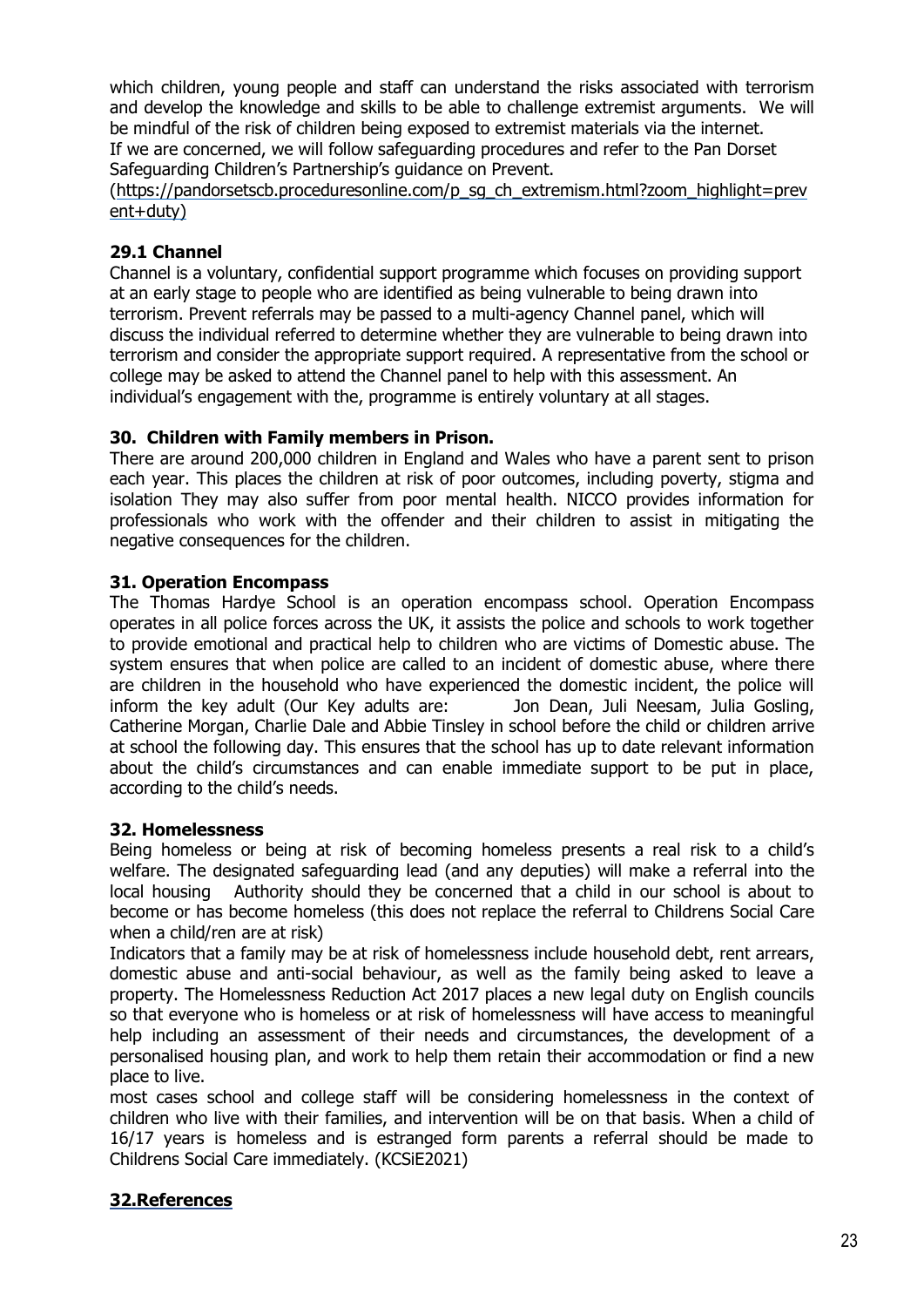which children, young people and staff can understand the risks associated with terrorism and develop the knowledge and skills to be able to challenge extremist arguments. We will be mindful of the risk of children being exposed to extremist materials via the internet.
If we are concerned, we will follow safeguarding procedures and refer to the Pan Dorset Safeguarding Children's Partnership's guidance on Prevent.
(https://pandorsetscb.proceduresonline.com/p_sg_ch_extremism.html?zoom_highlight=prevent+duty)

### 29.1 Channel

Channel is a voluntary, confidential support programme which focuses on providing support at an early stage to people who are identified as being vulnerable to being drawn into terrorism. Prevent referrals may be passed to a multi-agency Channel panel, which will discuss the individual referred to determine whether they are vulnerable to being drawn into terrorism and consider the appropriate support required. A representative from the school or college may be asked to attend the Channel panel to help with this assessment. An individual's engagement with the, programme is entirely voluntary at all stages.

## 30. Children with Family members in Prison.

There are around 200,000 children in England and Wales who have a parent sent to prison each year. This places the children at risk of poor outcomes, including poverty, stigma and isolation They may also suffer from poor mental health. NICCO provides information for professionals who work with the offender and their children to assist in mitigating the negative consequences for the children.

## 31. Operation Encompass

The Thomas Hardye School is an operation encompass school. Operation Encompass operates in all police forces across the UK, it assists the police and schools to work together to provide emotional and practical help to children who are victims of Domestic abuse. The system ensures that when police are called to an incident of domestic abuse, where there are children in the household who have experienced the domestic incident, the police will inform the key adult (Our Key adults are: Jon Dean, Juli Neesam, Julia Gosling, Catherine Morgan, Charlie Dale and Abbie Tinsley in school before the child or children arrive at school the following day. This ensures that the school has up to date relevant information about the child's circumstances and can enable immediate support to be put in place, according to the child's needs.

## 32. Homelessness

Being homeless or being at risk of becoming homeless presents a real risk to a child's welfare. The designated safeguarding lead (and any deputies) will make a referral into the local housing Authority should they be concerned that a child in our school is about to become or has become homeless (this does not replace the referral to Childrens Social Care when a child/ren are at risk)
Indicators that a family may be at risk of homelessness include household debt, rent arrears, domestic abuse and anti-social behaviour, as well as the family being asked to leave a property. The Homelessness Reduction Act 2017 places a new legal duty on English councils so that everyone who is homeless or at risk of homelessness will have access to meaningful help including an assessment of their needs and circumstances, the development of a personalised housing plan, and work to help them retain their accommodation or find a new place to live.
most cases school and college staff will be considering homelessness in the context of children who live with their families, and intervention will be on that basis. When a child of 16/17 years is homeless and is estranged form parents a referral should be made to Childrens Social Care immediately. (KCSiE2021)

## 32.References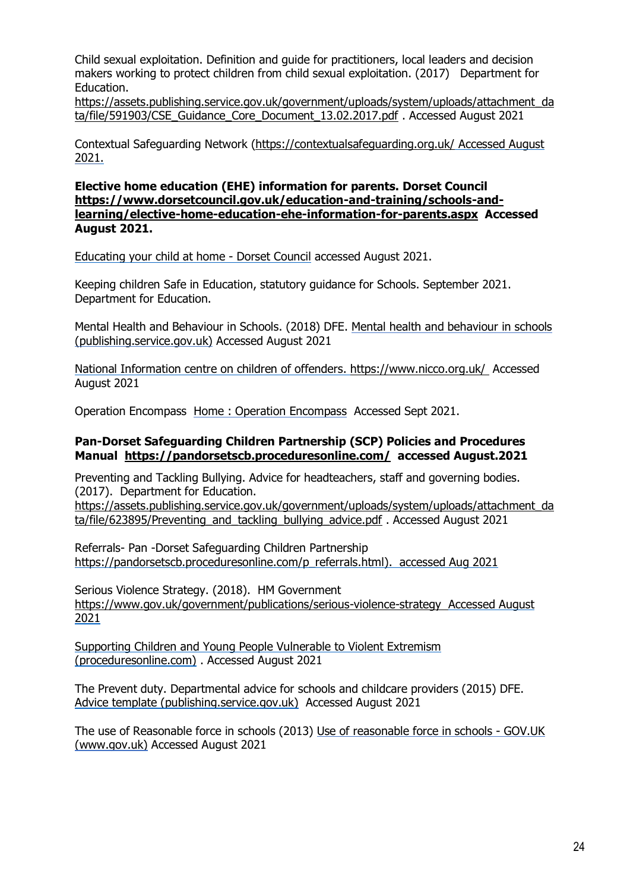Child sexual exploitation. Definition and guide for practitioners, local leaders and decision makers working to protect children from child sexual exploitation. (2017) Department for Education. https://assets.publishing.service.gov.uk/government/uploads/system/uploads/attachment_data/file/591903/CSE_Guidance_Core_Document_13.02.2017.pdf . Accessed August 2021

Contextual Safeguarding Network (https://contextualsafeguarding.org.uk/ Accessed August 2021.

**Elective home education (EHE) information for parents. Dorset Council https://www.dorsetcouncil.gov.uk/education-and-training/schools-and-learning/elective-home-education-ehe-information-for-parents.aspx Accessed August 2021.**

Educating your child at home - Dorset Council accessed August 2021.

Keeping children Safe in Education, statutory guidance for Schools. September 2021. Department for Education.

Mental Health and Behaviour in Schools. (2018) DFE. Mental health and behaviour in schools (publishing.service.gov.uk) Accessed August 2021

National Information centre on children of offenders. https://www.nicco.org.uk/ Accessed August 2021

Operation Encompass Home : Operation Encompass Accessed Sept 2021.

**Pan-Dorset Safeguarding Children Partnership (SCP) Policies and Procedures Manual https://pandorsetscb.proceduresonline.com/ accessed August.2021**

Preventing and Tackling Bullying. Advice for headteachers, staff and governing bodies. (2017). Department for Education. https://assets.publishing.service.gov.uk/government/uploads/system/uploads/attachment_data/file/623895/Preventing_and_tackling_bullying_advice.pdf . Accessed August 2021

Referrals- Pan -Dorset Safeguarding Children Partnership https://pandorsetscb.proceduresonline.com/p_referrals.html). accessed Aug 2021

Serious Violence Strategy. (2018). HM Government https://www.gov.uk/government/publications/serious-violence-strategy Accessed August 2021

Supporting Children and Young People Vulnerable to Violent Extremism (proceduresonline.com) . Accessed August 2021

The Prevent duty. Departmental advice for schools and childcare providers (2015) DFE. Advice template (publishing.service.gov.uk) Accessed August 2021

The use of Reasonable force in schools (2013) Use of reasonable force in schools - GOV.UK (www.gov.uk) Accessed August 2021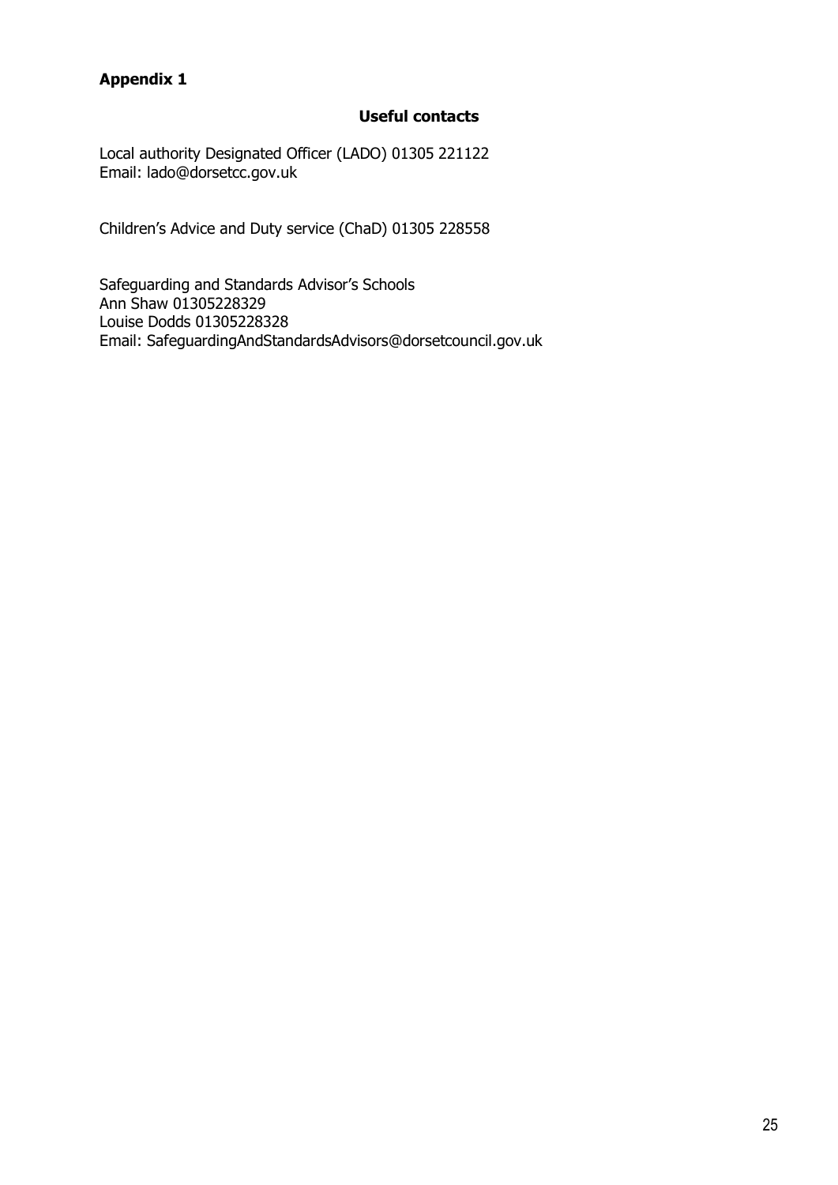**Appendix 1**

**Useful contacts**

Local authority Designated Officer (LADO) 01305 221122
Email: lado@dorsetcc.gov.uk

Children's Advice and Duty service (ChaD) 01305 228558

Safeguarding and Standards Advisor's Schools
Ann Shaw 01305228329
Louise Dodds 01305228328
Email: SafeguardingAndStandardsAdvisors@dorsetcouncil.gov.uk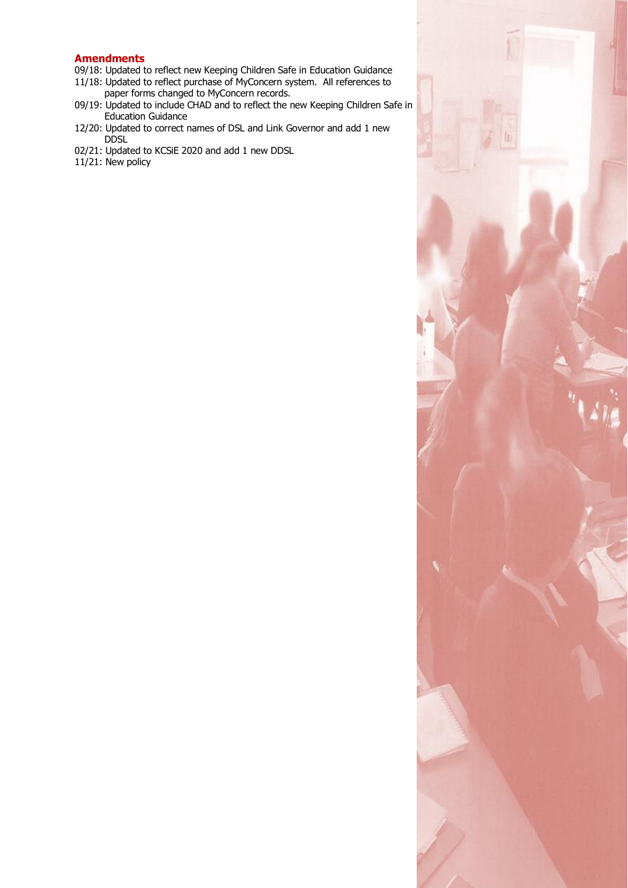## Amendments

09/18: Updated to reflect new Keeping Children Safe in Education Guidance
11/18: Updated to reflect purchase of MyConcern system. All references to paper forms changed to MyConcern records.
09/19: Updated to include CHAD and to reflect the new Keeping Children Safe in Education Guidance
12/20: Updated to correct names of DSL and Link Governor and add 1 new DDSL
02/21: Updated to KCSiE 2020 and add 1 new DDSL
11/21: New policy